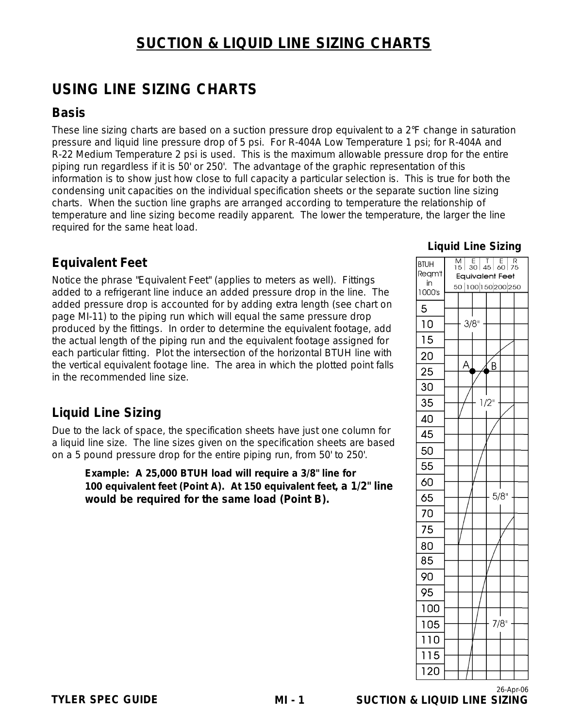# SUCTION & LIQUID LINE SIZING CHARTS

## USING LINE SIZING CHARTS

### Basis

These line sizing charts are based on a suction pressure drop equivalent to a 2°F change in saturation pressure and liquid line pressure drop of 5 psi. For R-404A Low Temperature 1 psi; for R-404A and R-22 Medium Temperature 2 psi is used. This is the maximum allowable pressure drop for the entire piping run regardless if it is 50' or 250'. The advantage of the graphic representation of this information is to show just how close to full capacity a particular selection is. This is true for both the condensing unit capacities on the individual specification sheets or the separate suction line sizing charts. When the suction line graphs are arranged according to temperature the relationship of temperature and line sizing become readily apparent. The lower the temperature, the larger the line required for the same heat load.

### Equivalent Feet

Notice the phrase "Equivalent Feet" (applies to meters as well). Fittings added to a refrigerant line induce an added pressure drop in the line. The added pressure drop is accounted for by adding extra length (see chart on page MI-11) to the piping run which will equal the same pressure drop produced by the fittings. In order to determine the equivalent footage, add the actual length of the piping run and the equivalent footage assigned for each particular fitting. Plot the intersection of the horizontal BTUH line with the vertical equivalent footage line. The area in which the plotted point falls in the recommended line size.

### Liquid Line Sizing

Due to the lack of space, the specification sheets have just one column for a liquid line size. The line sizes given on the specification sheets are based on a 5 pound pressure drop for the entire piping run, from 50' to 250'.

> **Example: A 25,000 BTUH load will require a 3/8" line for 100 equivalent feet (Point A). At 150 equivalent feet, a 1/2" line would be required for the same load (Point B).**

**Liquid Line Sizing**

BTUH Reqm't in 1000's

| METER | 15 | 30 | 45 | 60 | 75 |
|---|---|---|---|---|---|
| Equivalent Feet | 50 | 100 | 150 | 200 | 250 |

BTUH rows: 5, 10, 15, 20, 25, 30, 35, 40, 45, 50, 55, 60, 65, 70, 75, 80, 85, 90, 95, 100, 105, 110, 115, 120

Line size regions: 3/8", 1/2", 5/8", 7/8" (Points A and B marked at 25)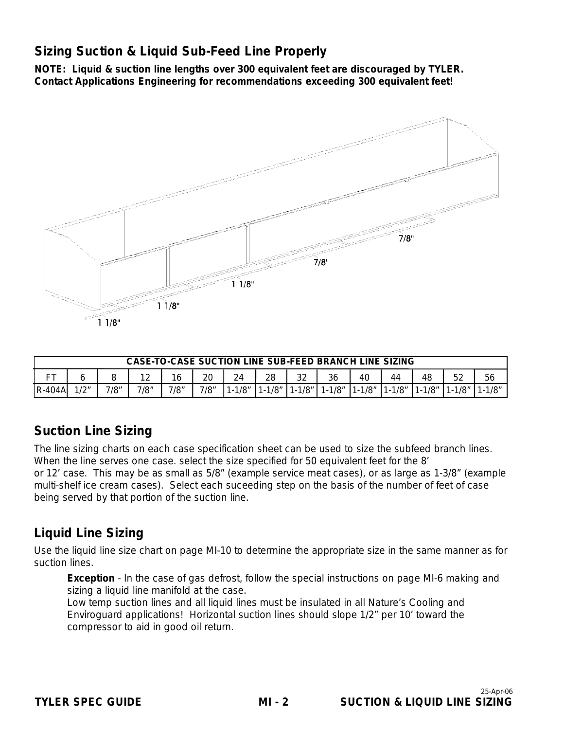## Sizing Suction & Liquid Sub-Feed Line Properly

**NOTE: Liquid & suction line lengths over 300 equivalent feet are discouraged by TYLER. Contact Applications Engineering for recommendations exceeding 300 equivalent feet!**

7/8"

7/8"

1 1/8"

1 1/8"

1 1/8"

| CASE-TO-CASE SUCTION LINE SUB-FEED BRANCH LINE SIZING | | | | | | | | | | | | | | |
|---|---|---|---|---|---|---|---|---|---|---|---|---|---|---|
| FT | 6 | 8 | 12 | 16 | 20 | 24 | 28 | 32 | 36 | 40 | 44 | 48 | 52 | 56 |
| R-404A | 1/2" | 7/8" | 7/8" | 7/8" | 7/8" | 1-1/8" | 1-1/8" | 1-1/8" | 1-1/8" | 1-1/8" | 1-1/8" | 1-1/8" | 1-1/8" | 1-1/8" |

## Suction Line Sizing

The line sizing charts on each case specification sheet can be used to size the subfeed branch lines. When the line serves one case. select the size specified for 50 equivalent feet for the 8' or 12' case. This may be as small as 5/8" (example service meat cases), or as large as 1-3/8" (example multi-shelf ice cream cases). Select each suceeding step on the basis of the number of feet of case being served by that portion of the suction line.

## Liquid Line Sizing

Use the liquid line size chart on page MI-10 to determine the appropriate size in the same manner as for suction lines.

**Exception** - In the case of gas defrost, follow the special instructions on page MI-6 making and sizing a liquid line manifold at the case.
Low temp suction lines and all liquid lines must be insulated in all Nature's Cooling and Enviroguard applications! Horizontal suction lines should slope 1/2" per 10' toward the compressor to aid in good oil return.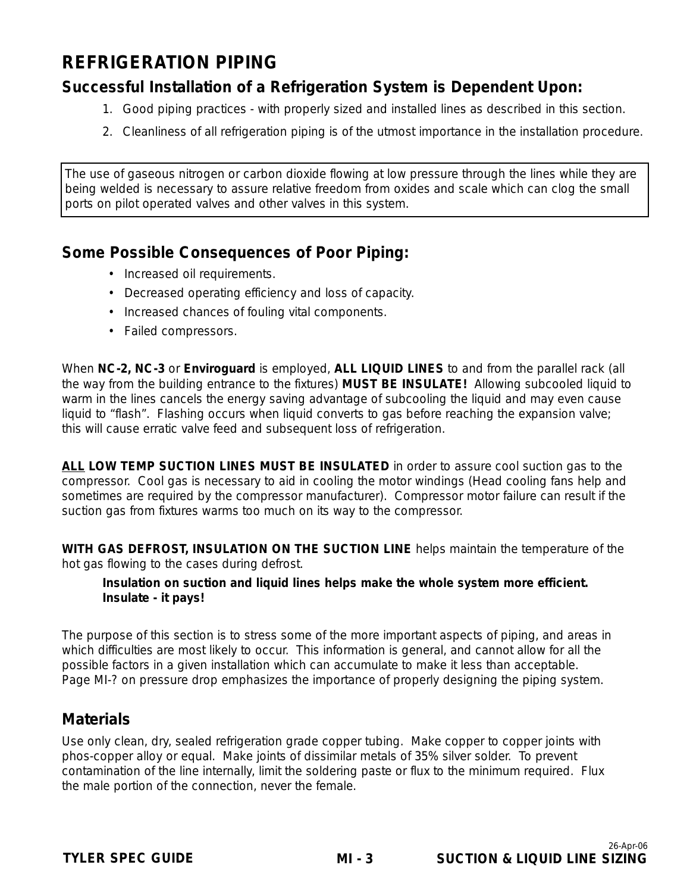# REFRIGERATION PIPING

## Successful Installation of a Refrigeration System is Dependent Upon:

1. Good piping practices - with properly sized and installed lines as described in this section.
2. Cleanliness of all refrigeration piping is of the utmost importance in the installation procedure.

> The use of gaseous nitrogen or carbon dioxide flowing at low pressure through the lines while they are being welded is necessary to assure relative freedom from oxides and scale which can clog the small ports on pilot operated valves and other valves in this system.

## Some Possible Consequences of Poor Piping:

- Increased oil requirements.
- Decreased operating efficiency and loss of capacity.
- Increased chances of fouling vital components.
- Failed compressors.

When **NC-2, NC-3** or **Enviroguard** is employed, **ALL LIQUID LINES** to and from the parallel rack (all the way from the building entrance to the fixtures) **MUST BE INSULATE!** Allowing subcooled liquid to warm in the lines cancels the energy saving advantage of subcooling the liquid and may even cause liquid to "flash". Flashing occurs when liquid converts to gas before reaching the expansion valve; this will cause erratic valve feed and subsequent loss of refrigeration.

**ALL LOW TEMP SUCTION LINES MUST BE INSULATED** in order to assure cool suction gas to the compressor. Cool gas is necessary to aid in cooling the motor windings (Head cooling fans help and sometimes are required by the compressor manufacturer). Compressor motor failure can result if the suction gas from fixtures warms too much on its way to the compressor.

**WITH GAS DEFROST, INSULATION ON THE SUCTION LINE** helps maintain the temperature of the hot gas flowing to the cases during defrost.

> **Insulation on suction and liquid lines helps make the whole system more efficient. Insulate - it pays!**

The purpose of this section is to stress some of the more important aspects of piping, and areas in which difficulties are most likely to occur. This information is general, and cannot allow for all the possible factors in a given installation which can accumulate to make it less than acceptable. Page MI-? on pressure drop emphasizes the importance of properly designing the piping system.

## Materials

Use only clean, dry, sealed refrigeration grade copper tubing. Make copper to copper joints with phos-copper alloy or equal. Make joints of dissimilar metals of 35% silver solder. To prevent contamination of the line internally, limit the soldering paste or flux to the minimum required. Flux the male portion of the connection, never the female.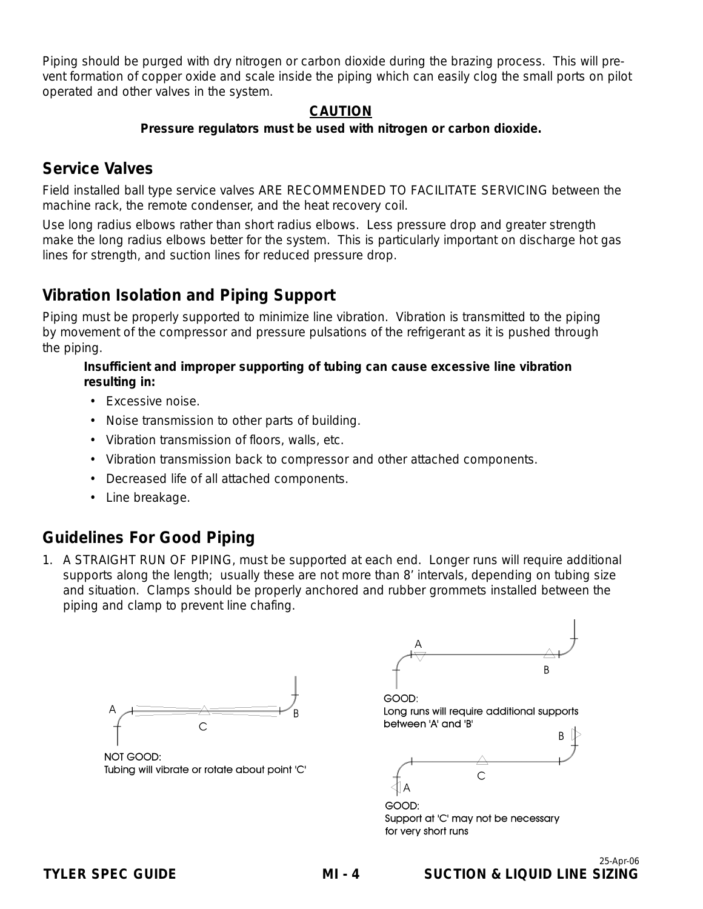Piping should be purged with dry nitrogen or carbon dioxide during the brazing process. This will prevent formation of copper oxide and scale inside the piping which can easily clog the small ports on pilot operated and other valves in the system.

**CAUTION**

**Pressure regulators must be used with nitrogen or carbon dioxide.**

## Service Valves

Field installed ball type service valves ARE RECOMMENDED TO FACILITATE SERVICING between the machine rack, the remote condenser, and the heat recovery coil.

Use long radius elbows rather than short radius elbows. Less pressure drop and greater strength make the long radius elbows better for the system. This is particularly important on discharge hot gas lines for strength, and suction lines for reduced pressure drop.

## Vibration Isolation and Piping Support

Piping must be properly supported to minimize line vibration. Vibration is transmitted to the piping by movement of the compressor and pressure pulsations of the refrigerant as it is pushed through the piping.

**Insufficient and improper supporting of tubing can cause excessive line vibration resulting in:**

- Excessive noise.
- Noise transmission to other parts of building.
- Vibration transmission of floors, walls, etc.
- Vibration transmission back to compressor and other attached components.
- Decreased life of all attached components.
- Line breakage.

## Guidelines For Good Piping

1. A STRAIGHT RUN OF PIPING, must be supported at each end. Longer runs will require additional supports along the length; usually these are not more than 8’ intervals, depending on tubing size and situation. Clamps should be properly anchored and rubber grommets installed between the piping and clamp to prevent line chafing.

NOT GOOD:
Tubing will vibrate or rotate about point 'C'

GOOD:
Long runs will require additional supports between 'A' and 'B'

GOOD:
Support at 'C' may not be necessary for very short runs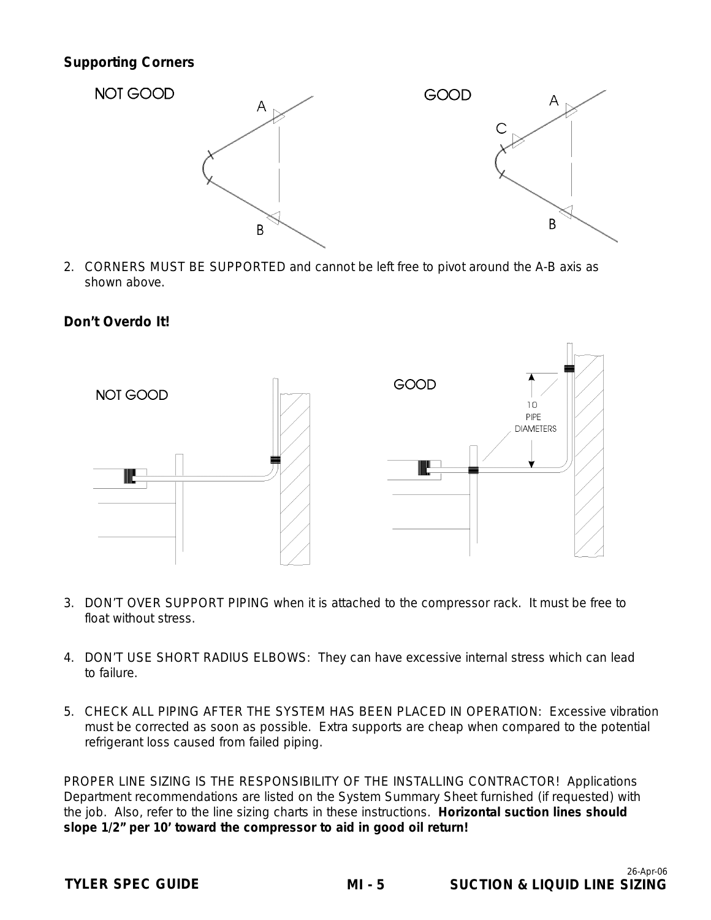**Supporting Corners**

NOT GOOD

GOOD

2. CORNERS MUST BE SUPPORTED and cannot be left free to pivot around the A-B axis as shown above.

**Don't Overdo It!**

NOT GOOD

GOOD

3. DON'T OVER SUPPORT PIPING when it is attached to the compressor rack. It must be free to float without stress.

4. DON'T USE SHORT RADIUS ELBOWS: They can have excessive internal stress which can lead to failure.

5. CHECK ALL PIPING AFTER THE SYSTEM HAS BEEN PLACED IN OPERATION: Excessive vibration must be corrected as soon as possible. Extra supports are cheap when compared to the potential refrigerant loss caused from failed piping.

PROPER LINE SIZING IS THE RESPONSIBILITY OF THE INSTALLING CONTRACTOR! Applications Department recommendations are listed on the System Summary Sheet furnished (if requested) with the job. Also, refer to the line sizing charts in these instructions. **Horizontal suction lines should slope 1/2" per 10' toward the compressor to aid in good oil return!**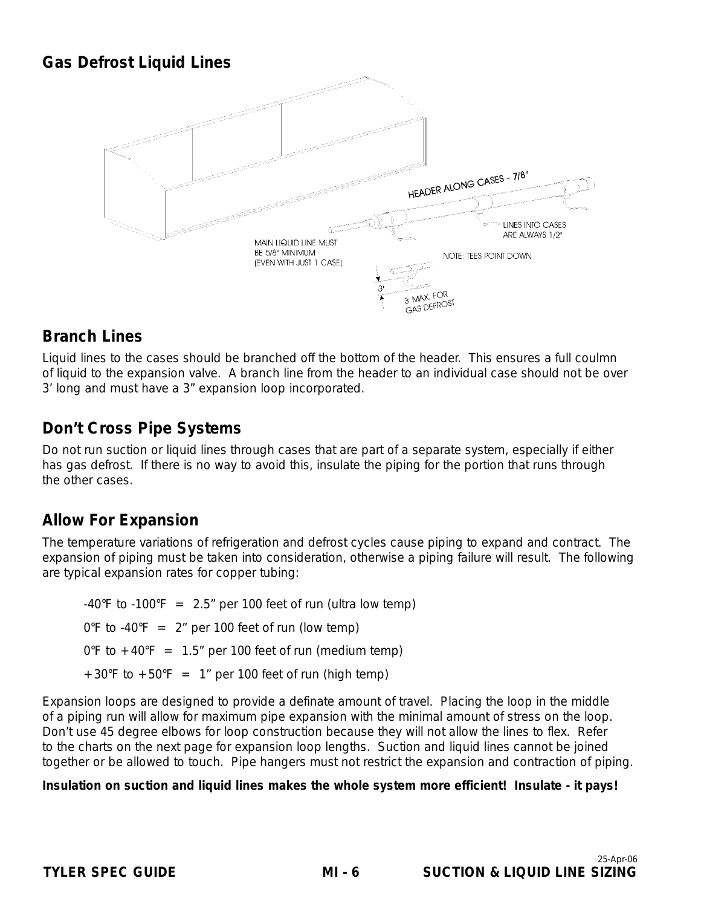## Gas Defrost Liquid Lines

HEADER ALONG CASES - 7/8"

LINES INTO CASES ARE ALWAYS 1/2"

MAIN LIQUID LINE MUST BE 5/8" MINIMUM (EVEN WITH JUST 1 CASE)

NOTE: TEES POINT DOWN

3'

3' MAX. FOR GAS DEFROST

## Branch Lines

Liquid lines to the cases should be branched off the bottom of the header. This ensures a full coulmn of liquid to the expansion valve. A branch line from the header to an individual case should not be over 3' long and must have a 3" expansion loop incorporated.

## Don't Cross Pipe Systems

Do not run suction or liquid lines through cases that are part of a separate system, especially if either has gas defrost. If there is no way to avoid this, insulate the piping for the portion that runs through the other cases.

## Allow For Expansion

The temperature variations of refrigeration and defrost cycles cause piping to expand and contract. The expansion of piping must be taken into consideration, otherwise a piping failure will result. The following are typical expansion rates for copper tubing:

-40°F to -100°F = 2.5" per 100 feet of run (ultra low temp)

0°F to -40°F = 2" per 100 feet of run (low temp)

0°F to +40°F = 1.5" per 100 feet of run (medium temp)

+30°F to +50°F = 1" per 100 feet of run (high temp)

Expansion loops are designed to provide a definate amount of travel. Placing the loop in the middle of a piping run will allow for maximum pipe expansion with the minimal amount of stress on the loop. Don't use 45 degree elbows for loop construction because they will not allow the lines to flex. Refer to the charts on the next page for expansion loop lengths. Suction and liquid lines cannot be joined together or be allowed to touch. Pipe hangers must not restrict the expansion and contraction of piping.

**Insulation on suction and liquid lines makes the whole system more efficient! Insulate - it pays!**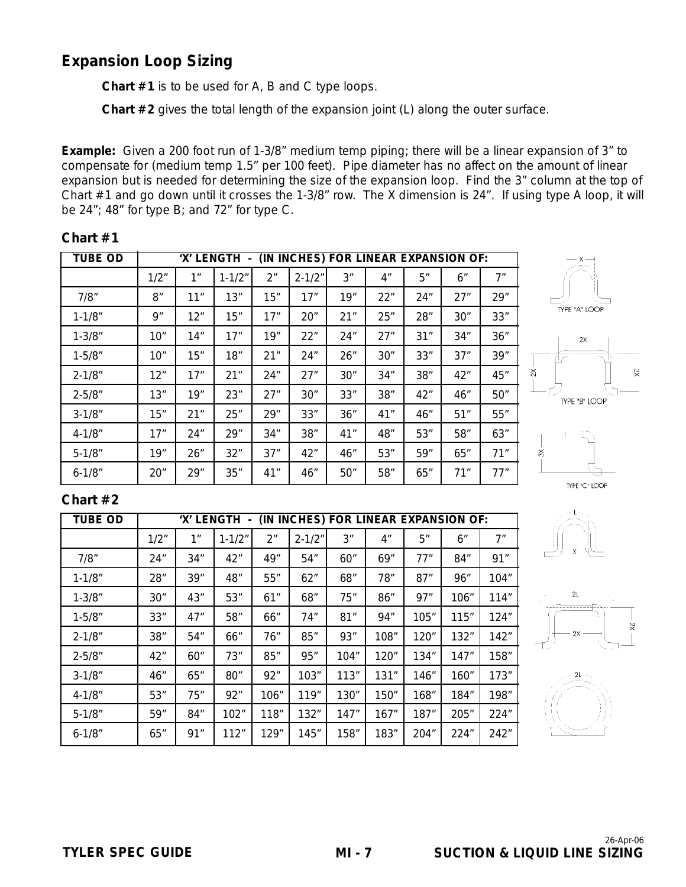## Expansion Loop Sizing

**Chart #1** is to be used for A, B and C type loops.

**Chart #2** gives the total length of the expansion joint (L) along the outer surface.

**Example:** Given a 200 foot run of 1-3/8" medium temp piping; there will be a linear expansion of 3" to compensate for (medium temp 1.5" per 100 feet). Pipe diameter has no affect on the amount of linear expansion but is needed for determining the size of the expansion loop. Find the 3" column at the top of Chart #1 and go down until it crosses the 1-3/8" row. The X dimension is 24". If using type A loop, it will be 24"; 48" for type B; and 72" for type C.

**Chart #1**

| TUBE OD | 'X' LENGTH - (IN INCHES) FOR LINEAR EXPANSION OF: | | | | | | | | | |
|---|---|---|---|---|---|---|---|---|---|---|
| | 1/2" | 1" | 1-1/2" | 2" | 2-1/2" | 3" | 4" | 5" | 6" | 7" |
| 7/8" | 8" | 11" | 13" | 15" | 17" | 19" | 22" | 24" | 27" | 29" |
| 1-1/8" | 9" | 12" | 15" | 17" | 20" | 21" | 25" | 28" | 30" | 33" |
| 1-3/8" | 10" | 14" | 17" | 19" | 22" | 24" | 27" | 31" | 34" | 36" |
| 1-5/8" | 10" | 15" | 18" | 21" | 24" | 26" | 30" | 33" | 37" | 39" |
| 2-1/8" | 12" | 17" | 21" | 24" | 27" | 30" | 34" | 38" | 42" | 45" |
| 2-5/8" | 13" | 19" | 23" | 27" | 30" | 33" | 38" | 42" | 46" | 50" |
| 3-1/8" | 15" | 21" | 25" | 29" | 33" | 36" | 41" | 46" | 51" | 55" |
| 4-1/8" | 17" | 24" | 29" | 34" | 38" | 41" | 48" | 53" | 58" | 63" |
| 5-1/8" | 19" | 26" | 32" | 37" | 42" | 46" | 53" | 59" | 65" | 71" |
| 6-1/8" | 20" | 29" | 35" | 41" | 46" | 50" | 58" | 65" | 71" | 77" |

TYPE "A" LOOP

TYPE "B" LOOP

TYPE "C" LOOP

**Chart #2**

| TUBE OD | 'X' LENGTH - (IN INCHES) FOR LINEAR EXPANSION OF: | | | | | | | | | |
|---|---|---|---|---|---|---|---|---|---|---|
| | 1/2" | 1" | 1-1/2" | 2" | 2-1/2" | 3" | 4" | 5" | 6" | 7" |
| 7/8" | 24" | 34" | 42" | 49" | 54" | 60" | 69" | 77" | 84" | 91" |
| 1-1/8" | 28" | 39" | 48" | 55" | 62" | 68" | 78" | 87" | 96" | 104" |
| 1-3/8" | 30" | 43" | 53" | 61" | 68" | 75" | 86" | 97" | 106" | 114" |
| 1-5/8" | 33" | 47" | 58" | 66" | 74" | 81" | 94" | 105" | 115" | 124" |
| 2-1/8" | 38" | 54" | 66" | 76" | 85" | 93" | 108" | 120" | 132" | 142" |
| 2-5/8" | 42" | 60" | 73" | 85" | 95" | 104" | 120" | 134" | 147" | 158" |
| 3-1/8" | 46" | 65" | 80" | 92" | 103" | 113" | 131" | 146" | 160" | 173" |
| 4-1/8" | 53" | 75" | 92" | 106" | 119" | 130" | 150" | 168" | 184" | 198" |
| 5-1/8" | 59" | 84" | 102" | 118" | 132" | 147" | 167" | 187" | 205" | 224" |
| 6-1/8" | 65" | 91" | 112" | 129" | 145" | 158" | 183" | 204" | 224" | 242" |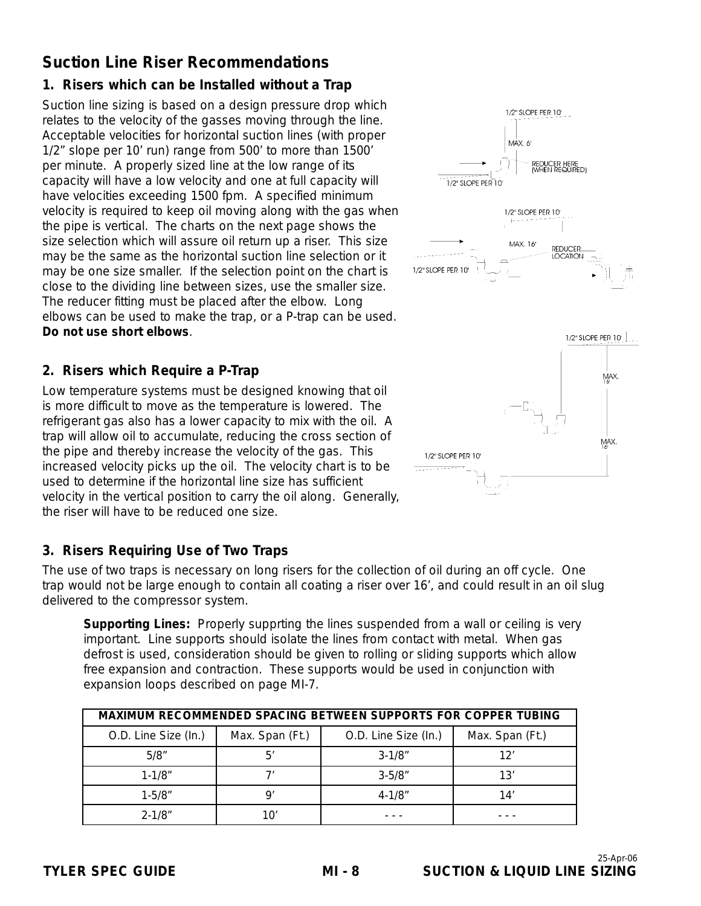## Suction Line Riser Recommendations

### 1. Risers which can be Installed without a Trap

Suction line sizing is based on a design pressure drop which relates to the velocity of the gasses moving through the line. Acceptable velocities for horizontal suction lines (with proper 1/2" slope per 10' run) range from 500' to more than 1500' per minute. A properly sized line at the low range of its capacity will have a low velocity and one at full capacity will have velocities exceeding 1500 fpm. A specified minimum velocity is required to keep oil moving along with the gas when the pipe is vertical. The charts on the next page shows the size selection which will assure oil return up a riser. This size may be the same as the horizontal suction line selection or it may be one size smaller. If the selection point on the chart is close to the dividing line between sizes, use the smaller size. The reducer fitting must be placed after the elbow. Long elbows can be used to make the trap, or a P-trap can be used. **Do not use short elbows**.

### 2. Risers which Require a P-Trap

Low temperature systems must be designed knowing that oil is more difficult to move as the temperature is lowered. The refrigerant gas also has a lower capacity to mix with the oil. A trap will allow oil to accumulate, reducing the cross section of the pipe and thereby increase the velocity of the gas. This increased velocity picks up the oil. The velocity chart is to be used to determine if the horizontal line size has sufficient velocity in the vertical position to carry the oil along. Generally, the riser will have to be reduced one size.

1/2" SLOPE PER 10'

MAX. 6'

REDUCER HERE (WHEN REQUIRED)

1/2" SLOPE PER 10'

1/2" SLOPE PER 10'

MAX. 16'

REDUCER LOCATION

1/2" SLOPE PER 10'

1/2" SLOPE PER 10'

MAX. 16'

MAX. 16'

1/2" SLOPE PER 10'

### 3. Risers Requiring Use of Two Traps

The use of two traps is necessary on long risers for the collection of oil during an off cycle. One trap would not be large enough to contain all coating a riser over 16', and could result in an oil slug delivered to the compressor system.

**Supporting Lines:** Properly supprting the lines suspended from a wall or ceiling is very important. Line supports should isolate the lines from contact with metal. When gas defrost is used, consideration should be given to rolling or sliding supports which allow free expansion and contraction. These supports would be used in conjunction with expansion loops described on page MI-7.

| MAXIMUM RECOMMENDED SPACING BETWEEN SUPPORTS FOR COPPER TUBING | | | |
|---|---|---|---|
| O.D. Line Size (In.) | Max. Span (Ft.) | O.D. Line Size (In.) | Max. Span (Ft.) |
| 5/8" | 5' | 3-1/8" | 12' |
| 1-1/8" | 7' | 3-5/8" | 13' |
| 1-5/8" | 9' | 4-1/8" | 14' |
| 2-1/8" | 10' | - - - | - - - |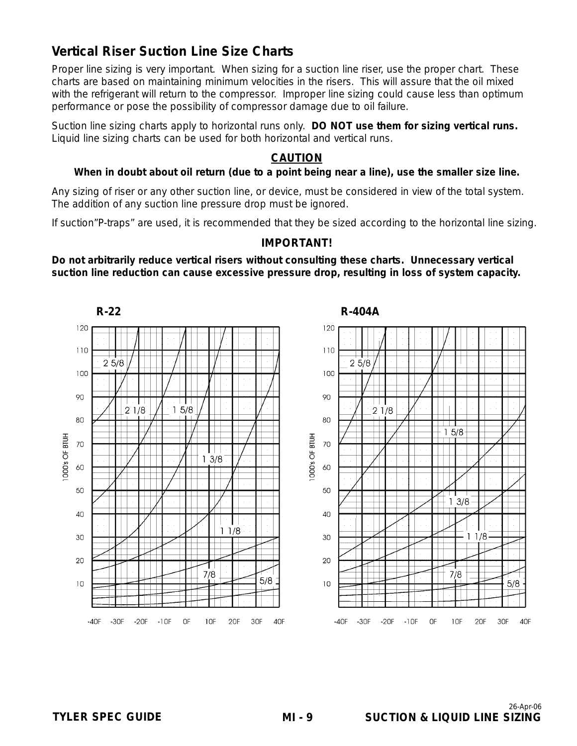## Vertical Riser Suction Line Size Charts

Proper line sizing is very important. When sizing for a suction line riser, use the proper chart. These charts are based on maintaining minimum velocities in the risers. This will assure that the oil mixed with the refrigerant will return to the compressor. Improper line sizing could cause less than optimum performance or pose the possibility of compressor damage due to oil failure.

Suction line sizing charts apply to horizontal runs only. **DO NOT use them for sizing vertical runs.** Liquid line sizing charts can be used for both horizontal and vertical runs.

**CAUTION**

**When in doubt about oil return (due to a point being near a line), use the smaller size line.**

Any sizing of riser or any other suction line, or device, must be considered in view of the total system. The addition of any suction line pressure drop must be ignored.

If suction"P-traps" are used, it is recommended that they be sized according to the horizontal line sizing.

**IMPORTANT!**

**Do not arbitrarily reduce vertical risers without consulting these charts. Unnecessary vertical suction line reduction can cause excessive pressure drop, resulting in loss of system capacity.**

**R-22**

**R-404A**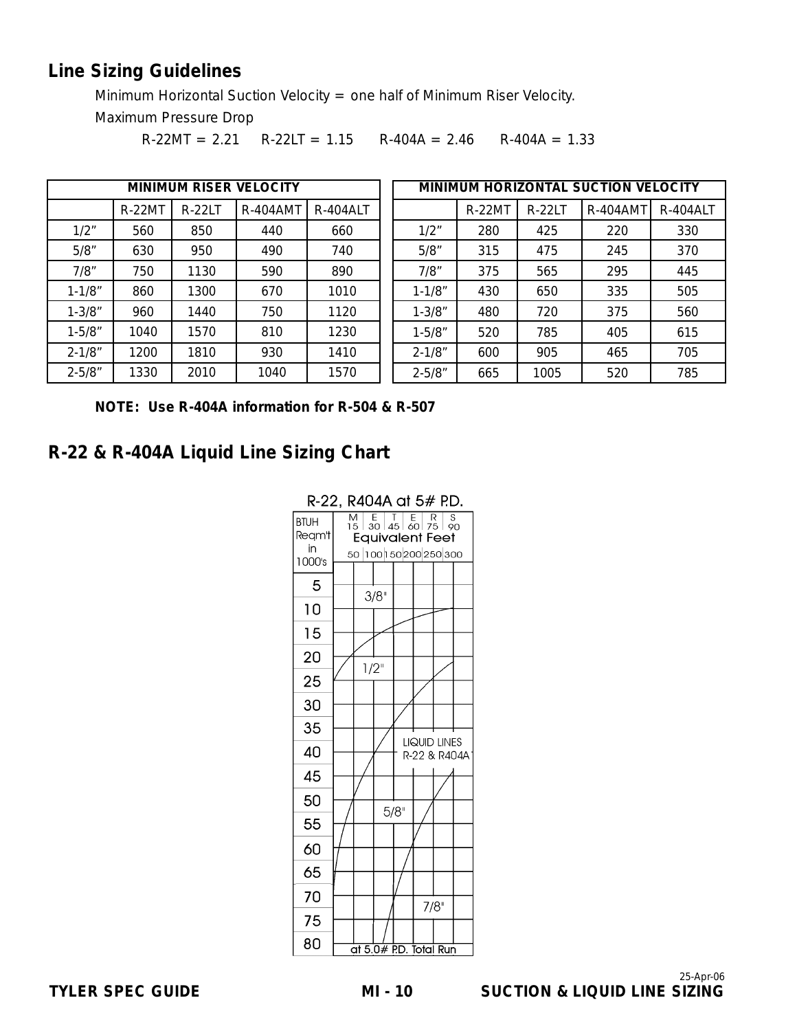## Line Sizing Guidelines

Minimum Horizontal Suction Velocity = one half of Minimum Riser Velocity.

Maximum Pressure Drop

R-22MT = 2.21   R-22LT = 1.15   R-404A = 2.46   R-404A = 1.33

| MINIMUM RISER VELOCITY | | | | |
|---|---|---|---|---|
| | R-22MT | R-22LT | R-404AMT | R-404ALT |
| 1/2" | 560 | 850 | 440 | 660 |
| 5/8" | 630 | 950 | 490 | 740 |
| 7/8" | 750 | 1130 | 590 | 890 |
| 1-1/8" | 860 | 1300 | 670 | 1010 |
| 1-3/8" | 960 | 1440 | 750 | 1120 |
| 1-5/8" | 1040 | 1570 | 810 | 1230 |
| 2-1/8" | 1200 | 1810 | 930 | 1410 |
| 2-5/8" | 1330 | 2010 | 1040 | 1570 |

| MINIMUM HORIZONTAL SUCTION VELOCITY | | | | |
|---|---|---|---|---|
| | R-22MT | R-22LT | R-404AMT | R-404ALT |
| 1/2" | 280 | 425 | 220 | 330 |
| 5/8" | 315 | 475 | 245 | 370 |
| 7/8" | 375 | 565 | 295 | 445 |
| 1-1/8" | 430 | 650 | 335 | 505 |
| 1-3/8" | 480 | 720 | 375 | 560 |
| 1-5/8" | 520 | 785 | 405 | 615 |
| 2-1/8" | 600 | 905 | 465 | 705 |
| 2-5/8" | 665 | 1005 | 520 | 785 |

**NOTE: Use R-404A information for R-504 & R-507**

## R-22 & R-404A Liquid Line Sizing Chart

R-22, R404A at 5# P.D.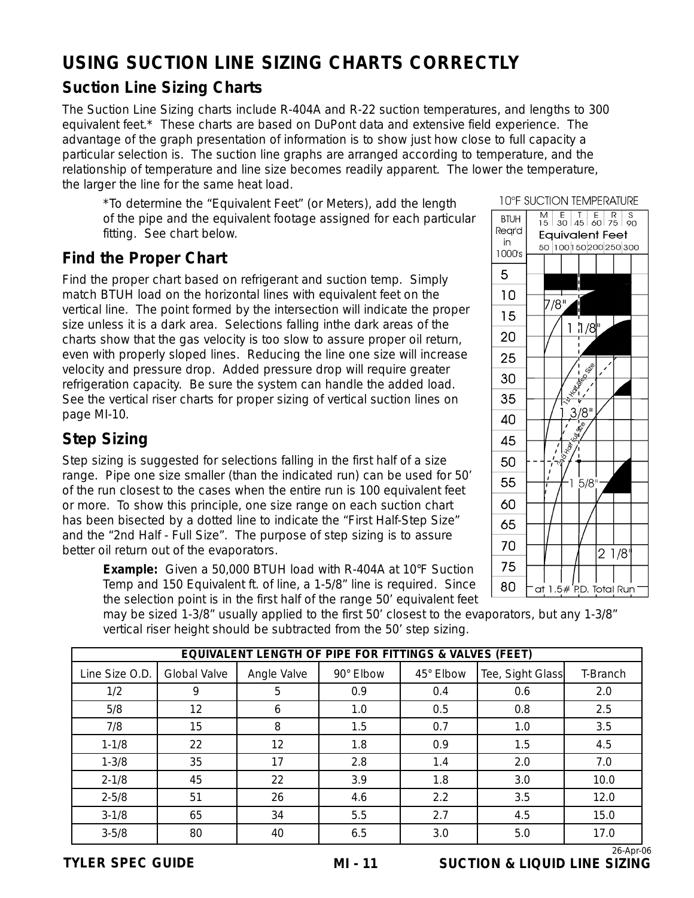# USING SUCTION LINE SIZING CHARTS CORRECTLY

## Suction Line Sizing Charts

The Suction Line Sizing charts include R-404A and R-22 suction temperatures, and lengths to 300 equivalent feet.* These charts are based on DuPont data and extensive field experience. The advantage of the graph presentation of information is to show just how close to full capacity a particular selection is. The suction line graphs are arranged according to temperature, and the relationship of temperature and line size becomes readily apparent. The lower the temperature, the larger the line for the same heat load.

> *To determine the "Equivalent Feet" (or Meters), add the length of the pipe and the equivalent footage assigned for each particular fitting. See chart below.

## Find the Proper Chart

Find the proper chart based on refrigerant and suction temp. Simply match BTUH load on the horizontal lines with equivalent feet on the vertical line. The point formed by the intersection will indicate the proper size unless it is a dark area. Selections falling inthe dark areas of the charts show that the gas velocity is too slow to assure proper oil return, even with properly sloped lines. Reducing the line one size will increase velocity and pressure drop. Added pressure drop will require greater refrigeration capacity. Be sure the system can handle the added load. See the vertical riser charts for proper sizing of vertical suction lines on page MI-10.

10°F SUCTION TEMPERATURE

BTUH Reqr'd in 1000's: 5, 10, 15, 20, 25, 30, 35, 40, 45, 50, 55, 60, 65, 70, 75, 80

Equivalent Feet: M 15, E 30, T 45, E 60, R 75, S 90 / 50, 100, 150, 200, 250, 300

Line sizes: 7/8", 1 1/8", 1 3/8", 1 5/8", 2 1/8"; 1st Half-Step Size; 2nd Half Full Size

at 1.5# P.D. Total Run

## Step Sizing

Step sizing is suggested for selections falling in the first half of a size range. Pipe one size smaller (than the indicated run) can be used for 50' of the run closest to the cases when the entire run is 100 equivalent feet or more. To show this principle, one size range on each suction chart has been bisected by a dotted line to indicate the "First Half-Step Size" and the "2nd Half - Full Size". The purpose of step sizing is to assure better oil return out of the evaporators.

> **Example:** Given a 50,000 BTUH load with R-404A at 10°F Suction Temp and 150 Equivalent ft. of line, a 1-5/8" line is required. Since the selection point is in the first half of the range 50' equivalent feet may be sized 1-3/8" usually applied to the first 50' closest to the evaporators, but any 1-3/8" vertical riser height should be subtracted from the 50' step sizing.

| EQUIVALENT LENGTH OF PIPE FOR FITTINGS & VALVES (FEET) | | | | | | |
|---|---|---|---|---|---|---|
| Line Size O.D. | Global Valve | Angle Valve | 90° Elbow | 45° Elbow | Tee, Sight Glass | T-Branch |
| 1/2 | 9 | 5 | 0.9 | 0.4 | 0.6 | 2.0 |
| 5/8 | 12 | 6 | 1.0 | 0.5 | 0.8 | 2.5 |
| 7/8 | 15 | 8 | 1.5 | 0.7 | 1.0 | 3.5 |
| 1-1/8 | 22 | 12 | 1.8 | 0.9 | 1.5 | 4.5 |
| 1-3/8 | 35 | 17 | 2.8 | 1.4 | 2.0 | 7.0 |
| 2-1/8 | 45 | 22 | 3.9 | 1.8 | 3.0 | 10.0 |
| 2-5/8 | 51 | 26 | 4.6 | 2.2 | 3.5 | 12.0 |
| 3-1/8 | 65 | 34 | 5.5 | 2.7 | 4.5 | 15.0 |
| 3-5/8 | 80 | 40 | 6.5 | 3.0 | 5.0 | 17.0 |

26-Apr-06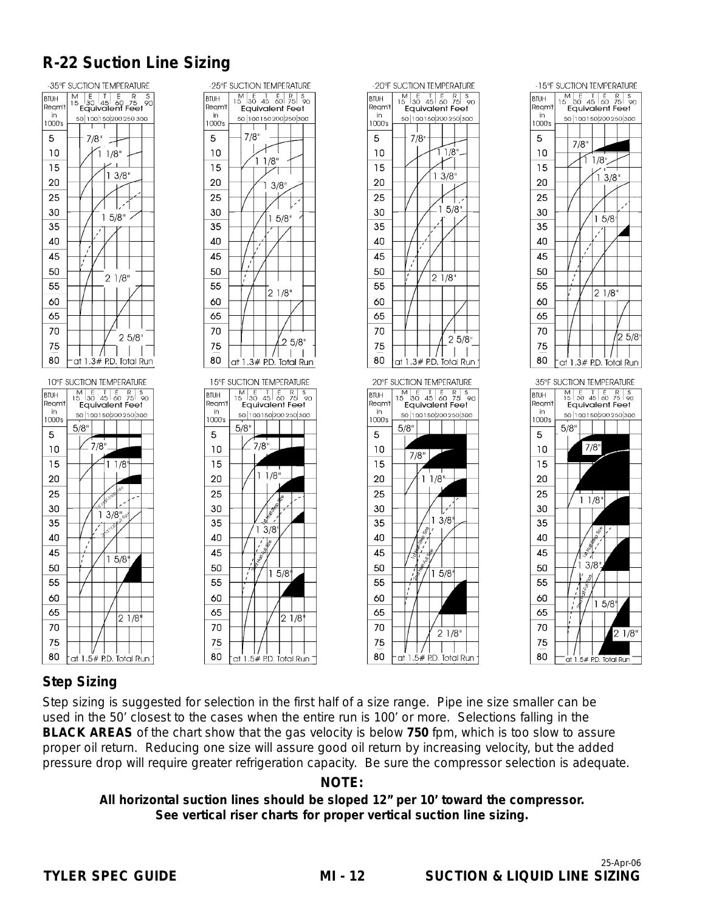# R-22 Suction Line Sizing

## Step Sizing

Step sizing is suggested for selection in the first half of a size range. Pipe ine size smaller can be used in the 50' closest to the cases when the entire run is 100' or more. Selections falling in the **BLACK AREAS** of the chart show that the gas velocity is below **750** fpm, which is too slow to assure proper oil return. Reducing one size will assure good oil return by increasing velocity, but the added pressure drop will require greater refrigeration capacity. Be sure the compressor selection is adequate.

**NOTE:**

**All horizontal suction lines should be sloped 12" per 10' toward the compressor.**
**See vertical riser charts for proper vertical suction line sizing.**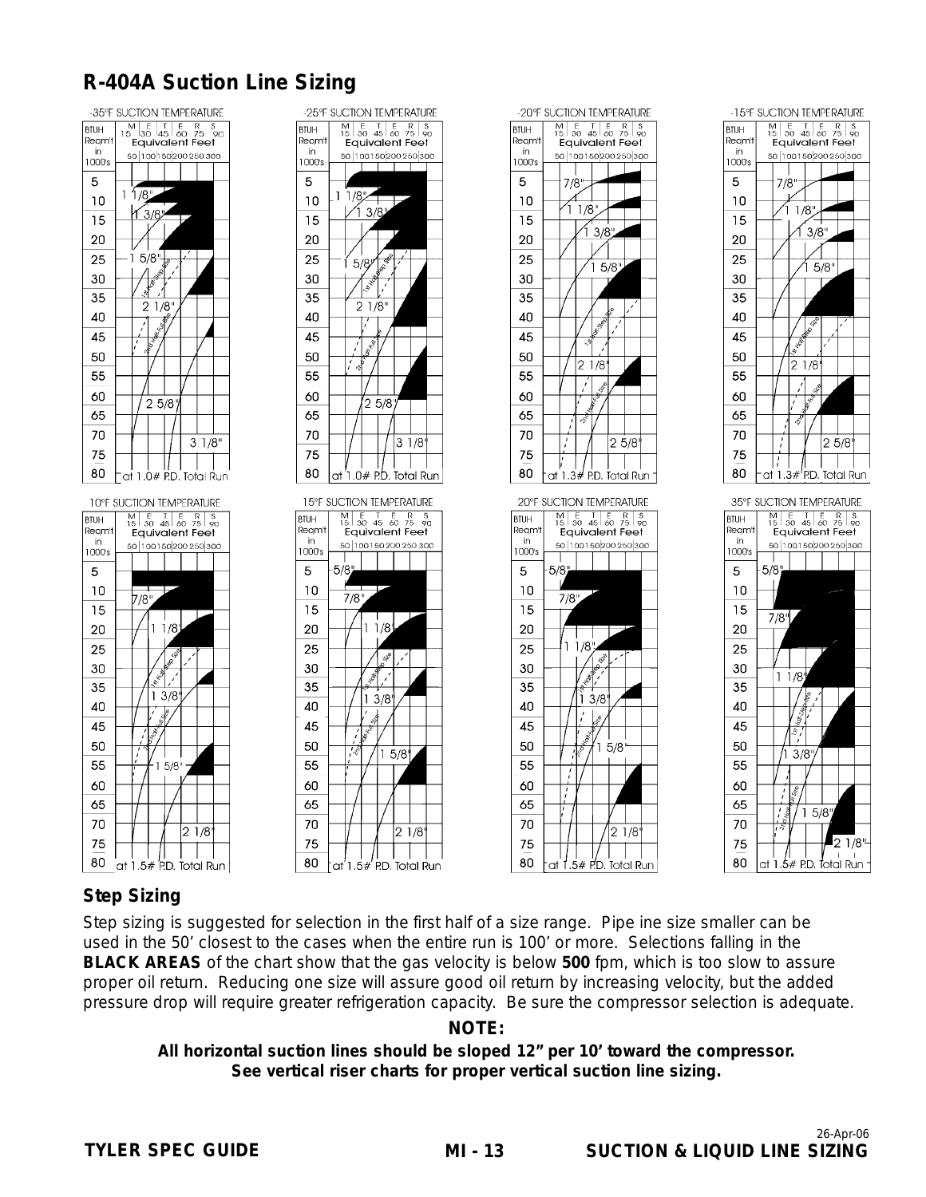# R-404A Suction Line Sizing

-35°F SUCTION TEMPERATURE

BTUH Reqm't in 1000's — METERS 15 30 45 60 75 90 — Equivalent Feet 50 100 150 200 250 300

5, 10, 15, 20, 25, 30, 35, 40, 45, 50, 55, 60, 65, 70, 75, 80

1 1/8", 1 3/8", 1 5/8", 2 1/8", 2 5/8", 3 1/8"

1st Half-Step Size — 2nd Half-Full Size

at 1.0# P.D. Total Run

-25°F SUCTION TEMPERATURE

BTUH Reqm't in 1000's — METERS 15 30 45 60 75 90 — Equivalent Feet 50 100 150 200 250 300

5, 10, 15, 20, 25, 30, 35, 40, 45, 50, 55, 60, 65, 70, 75, 80

1 1/8", 1 3/8", 1 5/8", 2 1/8", 2 5/8", 3 1/8"

1st Half-Step Size — 2nd Half-Full Size

at 1.0# P.D. Total Run

-20°F SUCTION TEMPERATURE

BTUH Reqm't in 1000's — METERS 15 30 45 60 75 90 — Equivalent Feet 50 100 150 200 250 300

5, 10, 15, 20, 25, 30, 35, 40, 45, 50, 55, 60, 65, 70, 75, 80

7/8", 1 1/8", 1 3/8", 1 5/8", 2 1/8", 2 5/8"

1st Half-Step Size — 2nd Half-Full Size

at 1.3# P.D. Total Run

-15°F SUCTION TEMPERATURE

BTUH Reqm't in 1000's — METERS 15 30 45 60 75 90 — Equivalent Feet 50 100 150 200 250 300

5, 10, 15, 20, 25, 30, 35, 40, 45, 50, 55, 60, 65, 70, 75, 80

7/8", 1 1/8", 1 3/8", 1 5/8", 2 1/8", 2 5/8"

1st Half-Step Size — 2nd Half-Full Size

at 1.3# P.D. Total Run

10°F SUCTION TEMPERATURE

BTUH Reqm't in 1000's — METERS 15 30 45 60 75 90 — Equivalent Feet 50 100 150 200 250 300

5, 10, 15, 20, 25, 30, 35, 40, 45, 50, 55, 60, 65, 70, 75, 80

7/8", 1 1/8", 1 3/8", 1 5/8", 2 1/8"

1st Half-Step Size — 2nd Half-Full Size

at 1.5# P.D. Total Run

15°F SUCTION TEMPERATURE

BTUH Reqm't in 1000's — METERS 15 30 45 60 75 90 — Equivalent Feet 50 100 150 200 250 300

5, 10, 15, 20, 25, 30, 35, 40, 45, 50, 55, 60, 65, 70, 75, 80

5/8", 7/8", 1 1/8", 1 3/8", 1 5/8", 2 1/8"

1st Half-Step Size — 2nd Half-Full Size

at 1.5# P.D. Total Run

20°F SUCTION TEMPERATURE

BTUH Reqm't in 1000's — METERS 15 30 45 60 75 90 — Equivalent Feet 50 100 150 200 250 300

5, 10, 15, 20, 25, 30, 35, 40, 45, 50, 55, 60, 65, 70, 75, 80

5/8", 7/8", 1 1/8", 1 3/8", 1 5/8", 2 1/8"

1st Half-Step Size — 2nd Half-Full Size

at 1.5# P.D. Total Run

35°F SUCTION TEMPERATURE

BTUH Reqm't in 1000's — METERS 15 30 45 60 75 90 — Equivalent Feet 50 100 150 200 250 300

5, 10, 15, 20, 25, 30, 35, 40, 45, 50, 55, 60, 65, 70, 75, 80

5/8", 7/8", 1 1/8", 1 3/8", 1 5/8", 2 1/8"

1st Half-Step Size — 2nd Half-Full Size

at 1.5# P.D. Total Run

### Step Sizing

Step sizing is suggested for selection in the first half of a size range. Pipe ine size smaller can be used in the 50' closest to the cases when the entire run is 100' or more. Selections falling in the **BLACK AREAS** of the chart show that the gas velocity is below **500** fpm, which is too slow to assure proper oil return. Reducing one size will assure good oil return by increasing velocity, but the added pressure drop will require greater refrigeration capacity. Be sure the compressor selection is adequate.

**NOTE:**

**All horizontal suction lines should be sloped 12" per 10' toward the compressor.**
**See vertical riser charts for proper vertical suction line sizing.**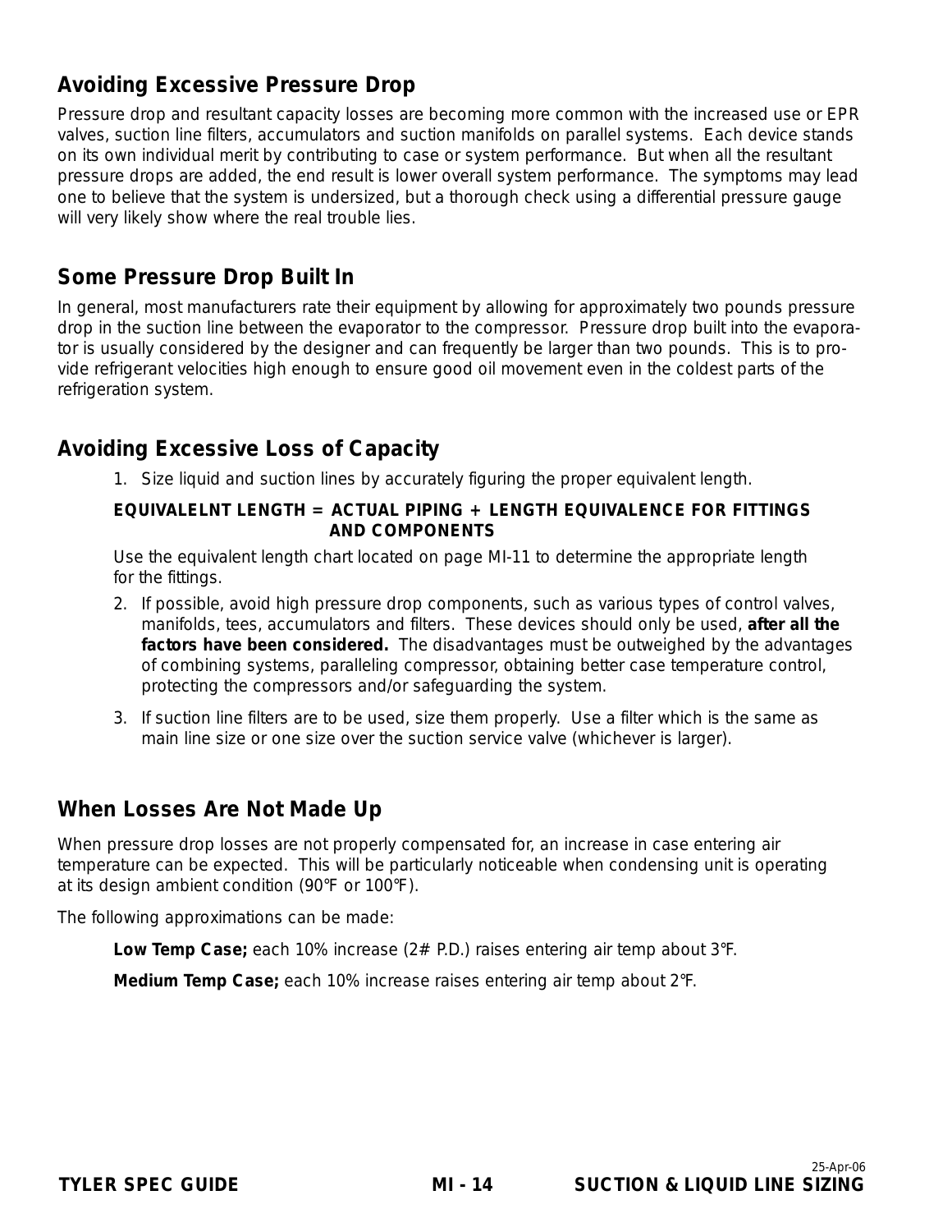## Avoiding Excessive Pressure Drop

Pressure drop and resultant capacity losses are becoming more common with the increased use or EPR valves, suction line filters, accumulators and suction manifolds on parallel systems. Each device stands on its own individual merit by contributing to case or system performance. But when all the resultant pressure drops are added, the end result is lower overall system performance. The symptoms may lead one to believe that the system is undersized, but a thorough check using a differential pressure gauge will very likely show where the real trouble lies.

## Some Pressure Drop Built In

In general, most manufacturers rate their equipment by allowing for approximately two pounds pressure drop in the suction line between the evaporator to the compressor. Pressure drop built into the evaporator is usually considered by the designer and can frequently be larger than two pounds. This is to provide refrigerant velocities high enough to ensure good oil movement even in the coldest parts of the refrigeration system.

## Avoiding Excessive Loss of Capacity

1. Size liquid and suction lines by accurately figuring the proper equivalent length.

   **EQUIVALELNT LENGTH = ACTUAL PIPING + LENGTH EQUIVALENCE FOR FITTINGS AND COMPONENTS**

   Use the equivalent length chart located on page MI-11 to determine the appropriate length for the fittings.

2. If possible, avoid high pressure drop components, such as various types of control valves, manifolds, tees, accumulators and filters. These devices should only be used, **after all the factors have been considered.** The disadvantages must be outweighed by the advantages of combining systems, paralleling compressor, obtaining better case temperature control, protecting the compressors and/or safeguarding the system.

3. If suction line filters are to be used, size them properly. Use a filter which is the same as main line size or one size over the suction service valve (whichever is larger).

## When Losses Are Not Made Up

When pressure drop losses are not properly compensated for, an increase in case entering air temperature can be expected. This will be particularly noticeable when condensing unit is operating at its design ambient condition (90°F or 100°F).

The following approximations can be made:

**Low Temp Case;** each 10% increase (2# P.D.) raises entering air temp about 3°F.

**Medium Temp Case;** each 10% increase raises entering air temp about 2°F.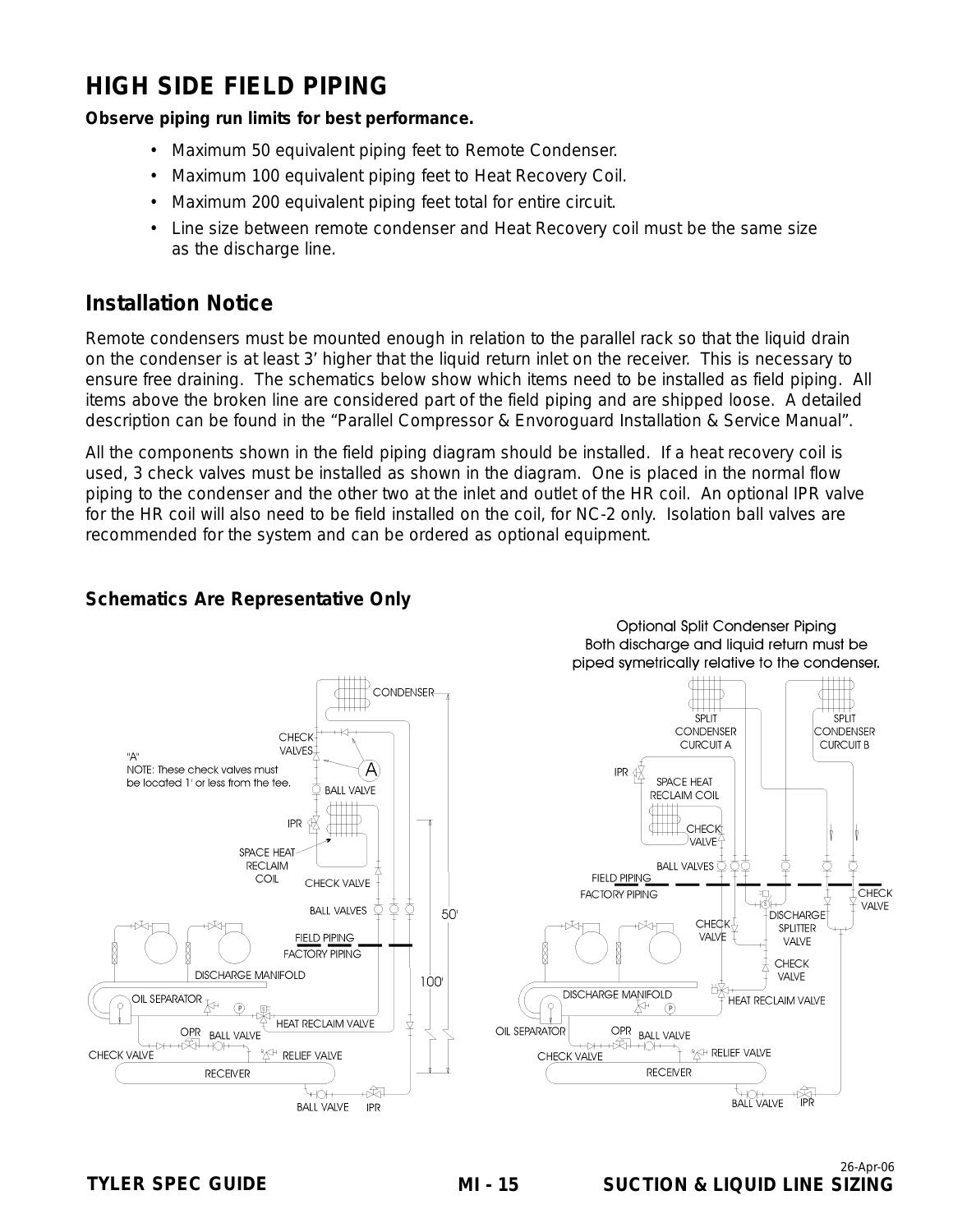# HIGH SIDE FIELD PIPING

**Observe piping run limits for best performance.**

- Maximum 50 equivalent piping feet to Remote Condenser.
- Maximum 100 equivalent piping feet to Heat Recovery Coil.
- Maximum 200 equivalent piping feet total for entire circuit.
- Line size between remote condenser and Heat Recovery coil must be the same size as the discharge line.

## Installation Notice

Remote condensers must be mounted enough in relation to the parallel rack so that the liquid drain on the condenser is at least 3' higher that the liquid return inlet on the receiver. This is necessary to ensure free draining. The schematics below show which items need to be installed as field piping. All items above the broken line are considered part of the field piping and are shipped loose. A detailed description can be found in the "Parallel Compressor & Envoroguard Installation & Service Manual".

All the components shown in the field piping diagram should be installed. If a heat recovery coil is used, 3 check valves must be installed as shown in the diagram. One is placed in the normal flow piping to the condenser and the other two at the inlet and outlet of the HR coil. An optional IPR valve for the HR coil will also need to be field installed on the coil, for NC-2 only. Isolation ball valves are recommended for the system and can be ordered as optional equipment.

### Schematics Are Representative Only

CONDENSER

CHECK VALVES

"A"
NOTE: These check valves must be located 1' or less from the tee.

A

BALL VALVE

IPR

SPACE HEAT RECLAIM COIL

CHECK VALVE

BALL VALVES

50'

100'

FIELD PIPING

FACTORY PIPING

DISCHARGE MANIFOLD

OIL SEPARATOR

HEAT RECLAIM VALVE

OPR BALL VALVE

CHECK VALVE

RELIEF VALVE

RECEIVER

BALL VALVE IPR

Optional Split Condenser Piping
Both discharge and liquid return must be piped symetrically relative to the condenser.

SPLIT CONDENSER CURCUIT A

SPLIT CONDENSER CURCUIT B

IPR

SPACE HEAT RECLAIM COIL

CHECK VALVE

BALL VALVES

FIELD PIPING

FACTORY PIPING

CHECK VALVE

CHECK VALVE

DISCHARGE SPLITTER VALVE

CHECK VALVE

DISCHARGE MANIFOLD

HEAT RECLAIM VALVE

OIL SEPARATOR

OPR BALL VALVE

CHECK VALVE

RELIEF VALVE

RECEIVER

BALL VALVE IPR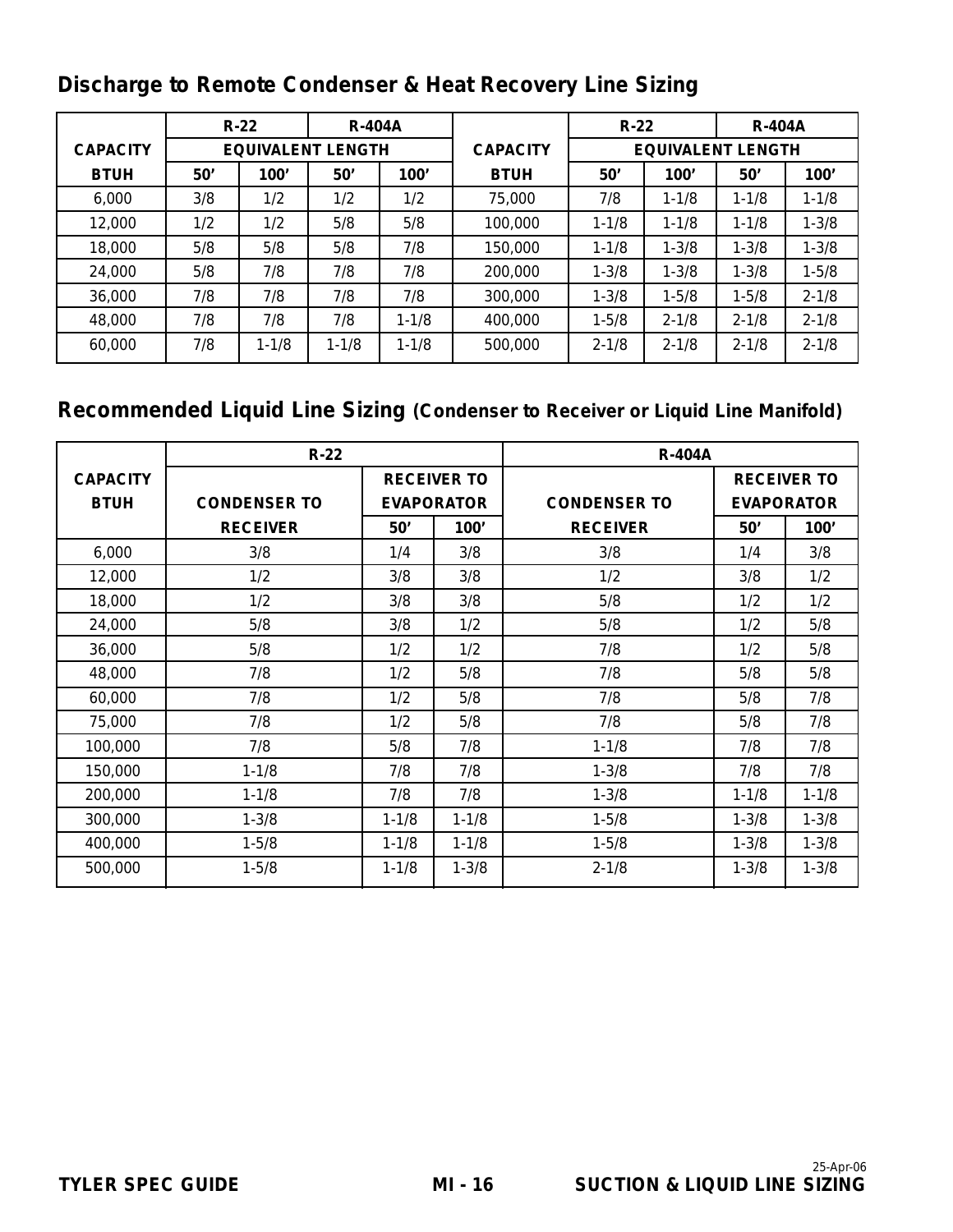## Discharge to Remote Condenser & Heat Recovery Line Sizing

| CAPACITY | R-22 | | R-404A | | CAPACITY | R-22 | | R-404A | |
|---|---|---|---|---|---|---|---|---|---|
| | EQUIVALENT LENGTH | | | | | EQUIVALENT LENGTH | | | |
| BTUH | 50' | 100' | 50' | 100' | BTUH | 50' | 100' | 50' | 100' |
| 6,000 | 3/8 | 1/2 | 1/2 | 1/2 | 75,000 | 7/8 | 1-1/8 | 1-1/8 | 1-1/8 |
| 12,000 | 1/2 | 1/2 | 5/8 | 5/8 | 100,000 | 1-1/8 | 1-1/8 | 1-1/8 | 1-3/8 |
| 18,000 | 5/8 | 5/8 | 5/8 | 7/8 | 150,000 | 1-1/8 | 1-3/8 | 1-3/8 | 1-3/8 |
| 24,000 | 5/8 | 7/8 | 7/8 | 7/8 | 200,000 | 1-3/8 | 1-3/8 | 1-3/8 | 1-5/8 |
| 36,000 | 7/8 | 7/8 | 7/8 | 7/8 | 300,000 | 1-3/8 | 1-5/8 | 1-5/8 | 2-1/8 |
| 48,000 | 7/8 | 7/8 | 7/8 | 1-1/8 | 400,000 | 1-5/8 | 2-1/8 | 2-1/8 | 2-1/8 |
| 60,000 | 7/8 | 1-1/8 | 1-1/8 | 1-1/8 | 500,000 | 2-1/8 | 2-1/8 | 2-1/8 | 2-1/8 |

## Recommended Liquid Line Sizing **(Condenser to Receiver or Liquid Line Manifold)**

| CAPACITY | R-22 | | | R-404A | | |
|---|---|---|---|---|---|---|
| BTUH | CONDENSER TO | RECEIVER TO EVAPORATOR | | CONDENSER TO | RECEIVER TO EVAPORATOR | |
| | RECEIVER | 50' | 100' | RECEIVER | 50' | 100' |
| 6,000 | 3/8 | 1/4 | 3/8 | 3/8 | 1/4 | 3/8 |
| 12,000 | 1/2 | 3/8 | 3/8 | 1/2 | 3/8 | 1/2 |
| 18,000 | 1/2 | 3/8 | 3/8 | 5/8 | 1/2 | 1/2 |
| 24,000 | 5/8 | 3/8 | 1/2 | 5/8 | 1/2 | 5/8 |
| 36,000 | 5/8 | 1/2 | 1/2 | 7/8 | 1/2 | 5/8 |
| 48,000 | 7/8 | 1/2 | 5/8 | 7/8 | 5/8 | 5/8 |
| 60,000 | 7/8 | 1/2 | 5/8 | 7/8 | 5/8 | 7/8 |
| 75,000 | 7/8 | 1/2 | 5/8 | 7/8 | 5/8 | 7/8 |
| 100,000 | 7/8 | 5/8 | 7/8 | 1-1/8 | 7/8 | 7/8 |
| 150,000 | 1-1/8 | 7/8 | 7/8 | 1-3/8 | 7/8 | 7/8 |
| 200,000 | 1-1/8 | 7/8 | 7/8 | 1-3/8 | 1-1/8 | 1-1/8 |
| 300,000 | 1-3/8 | 1-1/8 | 1-1/8 | 1-5/8 | 1-3/8 | 1-3/8 |
| 400,000 | 1-5/8 | 1-1/8 | 1-1/8 | 1-5/8 | 1-3/8 | 1-3/8 |
| 500,000 | 1-5/8 | 1-1/8 | 1-3/8 | 2-1/8 | 1-3/8 | 1-3/8 |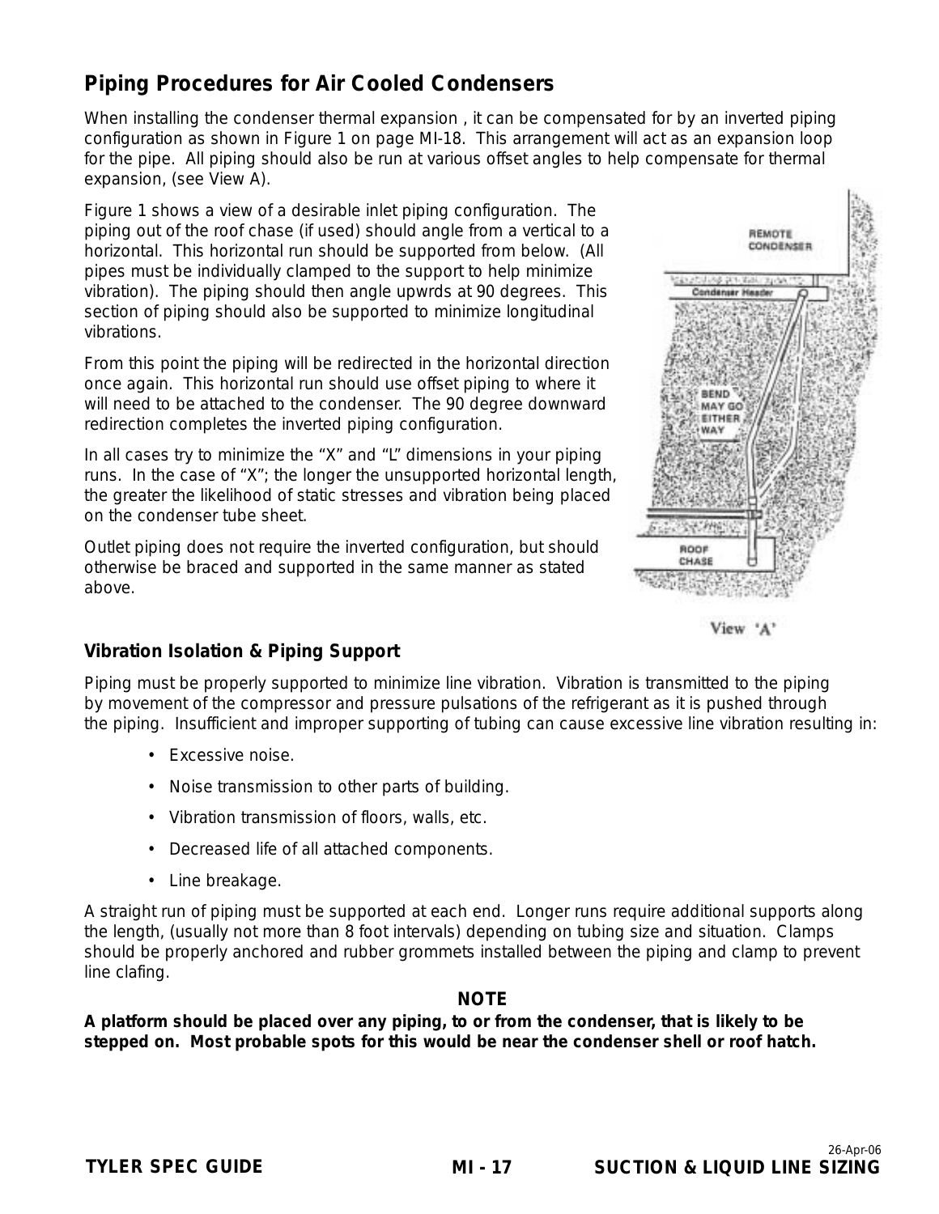## Piping Procedures for Air Cooled Condensers

When installing the condenser thermal expansion , it can be compensated for by an inverted piping configuration as shown in Figure 1 on page MI-18. This arrangement will act as an expansion loop for the pipe. All piping should also be run at various offset angles to help compensate for thermal expansion, (see View A).

Figure 1 shows a view of a desirable inlet piping configuration. The piping out of the roof chase (if used) should angle from a vertical to a horizontal. This horizontal run should be supported from below. (All pipes must be individually clamped to the support to help minimize vibration). The piping should then angle upwrds at 90 degrees. This section of piping should also be supported to minimize longitudinal vibrations.

From this point the piping will be redirected in the horizontal direction once again. This horizontal run should use offset piping to where it will need to be attached to the condenser. The 90 degree downward redirection completes the inverted piping configuration.

In all cases try to minimize the "X" and "L" dimensions in your piping runs. In the case of "X"; the longer the unsupported horizontal length, the greater the likelihood of static stresses and vibration being placed on the condenser tube sheet.

Outlet piping does not require the inverted configuration, but should otherwise be braced and supported in the same manner as stated above.

REMOTE CONDENSER

Condenser Header

BEND MAY GO EITHER WAY

ROOF CHASE

View 'A'

### Vibration Isolation & Piping Support

Piping must be properly supported to minimize line vibration. Vibration is transmitted to the piping by movement of the compressor and pressure pulsations of the refrigerant as it is pushed through the piping. Insufficient and improper supporting of tubing can cause excessive line vibration resulting in:

- Excessive noise.
- Noise transmission to other parts of building.
- Vibration transmission of floors, walls, etc.
- Decreased life of all attached components.
- Line breakage.

A straight run of piping must be supported at each end. Longer runs require additional supports along the length, (usually not more than 8 foot intervals) depending on tubing size and situation. Clamps should be properly anchored and rubber grommets installed between the piping and clamp to prevent line clafing.

**NOTE**

**A platform should be placed over any piping, to or from the condenser, that is likely to be stepped on. Most probable spots for this would be near the condenser shell or roof hatch.**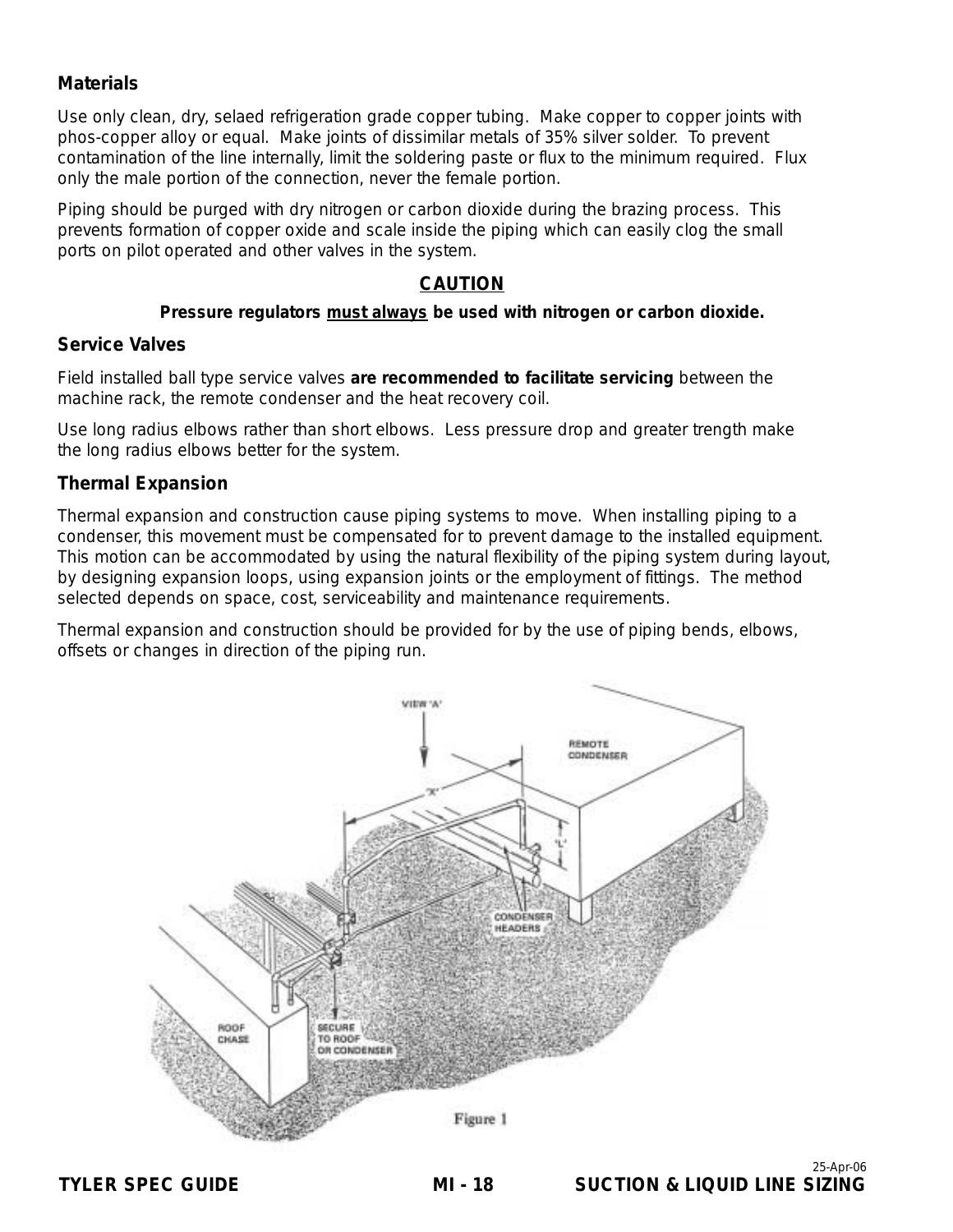**Materials**

Use only clean, dry, selaed refrigeration grade copper tubing. Make copper to copper joints with phos-copper alloy or equal. Make joints of dissimilar metals of 35% silver solder. To prevent contamination of the line internally, limit the soldering paste or flux to the minimum required. Flux only the male portion of the connection, never the female portion.

Piping should be purged with dry nitrogen or carbon dioxide during the brazing process. This prevents formation of copper oxide and scale inside the piping which can easily clog the small ports on pilot operated and other valves in the system.

**CAUTION**

**Pressure regulators must always be used with nitrogen or carbon dioxide.**

## Service Valves

Field installed ball type service valves **are recommended to facilitate servicing** between the machine rack, the remote condenser and the heat recovery coil.

Use long radius elbows rather than short elbows. Less pressure drop and greater trength make the long radius elbows better for the system.

## Thermal Expansion

Thermal expansion and construction cause piping systems to move. When installing piping to a condenser, this movement must be compensated for to prevent damage to the installed equipment. This motion can be accommodated by using the natural flexibility of the piping system during layout, by designing expansion loops, using expansion joints or the employment of fittings. The method selected depends on space, cost, serviceability and maintenance requirements.

Thermal expansion and construction should be provided for by the use of piping bends, elbows, offsets or changes in direction of the piping run.

VIEW 'A'

REMOTE CONDENSER

"A"

'L'

CONDENSER HEADERS

ROOF CHASE

SECURE TO ROOF OR CONDENSER

Figure 1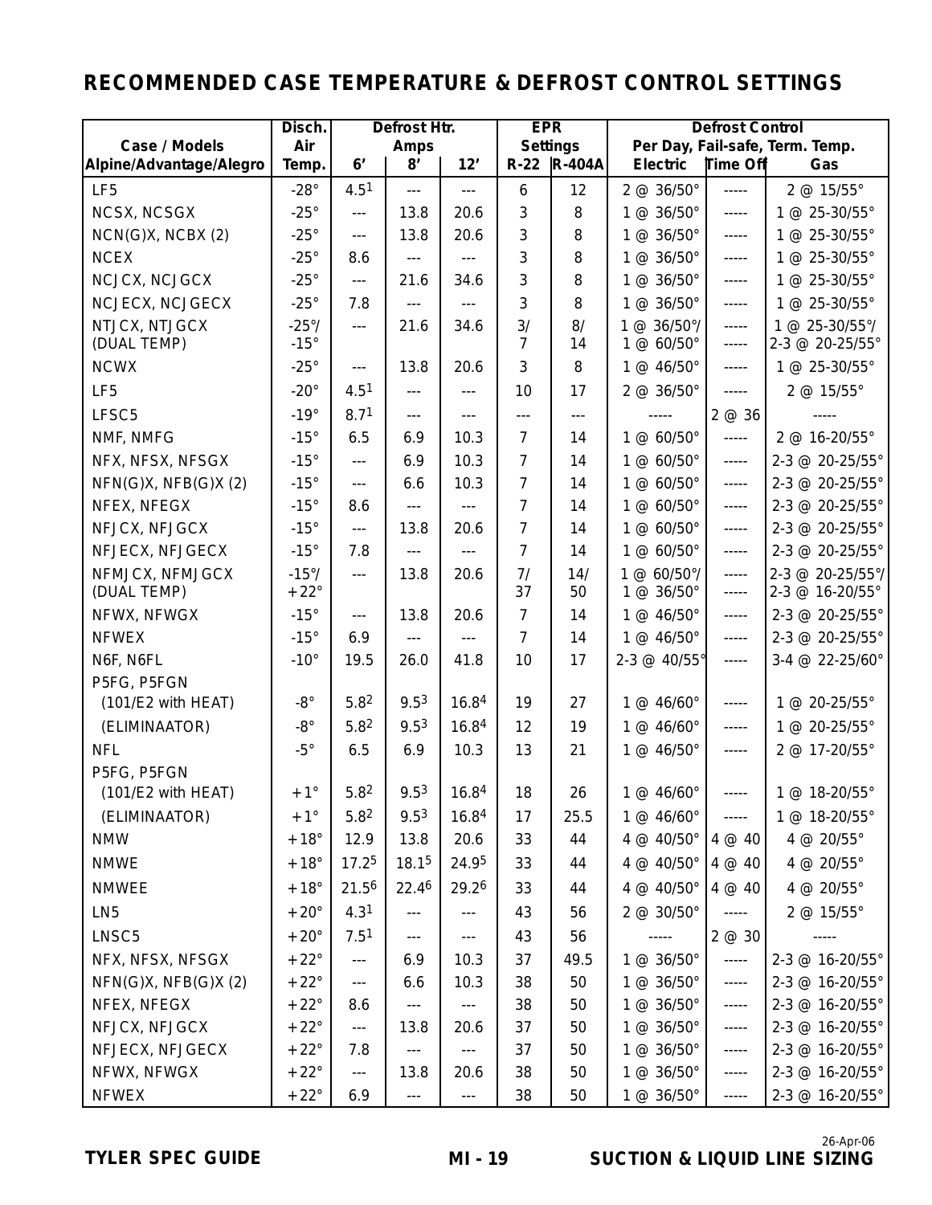## RECOMMENDED CASE TEMPERATURE & DEFROST CONTROL SETTINGS

| Case / Models Alpine/Advantage/Alegro | Disch. Air Temp. | Defrost Htr. Amps 6' | 8' | 12' | EPR Settings R-22 | R-404A | Defrost Control Per Day, Fail-safe, Term. Temp. Electric | Time Off | Gas |
|---|---|---|---|---|---|---|---|---|---|
| LF5 | -28° | 4.5[1] | --- | --- | 6 | 12 | 2 @ 36/50° | ----- | 2 @ 15/55° |
| NCSX, NCSGX | -25° | --- | 13.8 | 20.6 | 3 | 8 | 1 @ 36/50° | ----- | 1 @ 25-30/55° |
| NCN(G)X, NCBX (2) | -25° | --- | 13.8 | 20.6 | 3 | 8 | 1 @ 36/50° | ----- | 1 @ 25-30/55° |
| NCEX | -25° | 8.6 | --- | --- | 3 | 8 | 1 @ 36/50° | ----- | 1 @ 25-30/55° |
| NCJCX, NCJGCX | -25° | --- | 21.6 | 34.6 | 3 | 8 | 1 @ 36/50° | ----- | 1 @ 25-30/55° |
| NCJECX, NCJGECX | -25° | 7.8 | --- | --- | 3 | 8 | 1 @ 36/50° | ----- | 1 @ 25-30/55° |
| NTJCX, NTJGCX (DUAL TEMP) | -25°/ -15° | --- | 21.6 | 34.6 | 3/ 7 | 8/ 14 | 1 @ 36/50°/ 1 @ 60/50° | ----- ----- | 1 @ 25-30/55°/ 2-3 @ 20-25/55° |
| NCWX | -25° | --- | 13.8 | 20.6 | 3 | 8 | 1 @ 46/50° | ----- | 1 @ 25-30/55° |
| LF5 | -20° | 4.5[1] | --- | --- | 10 | 17 | 2 @ 36/50° | ----- | 2 @ 15/55° |
| LFSC5 | -19° | 8.7[1] | --- | --- | --- | --- | ----- | 2 @ 36 | ----- |
| NMF, NMFG | -15° | 6.5 | 6.9 | 10.3 | 7 | 14 | 1 @ 60/50° | ----- | 2 @ 16-20/55° |
| NFX, NFSX, NFSGX | -15° | --- | 6.9 | 10.3 | 7 | 14 | 1 @ 60/50° | ----- | 2-3 @ 20-25/55° |
| NFN(G)X, NFB(G)X (2) | -15° | --- | 6.6 | 10.3 | 7 | 14 | 1 @ 60/50° | ----- | 2-3 @ 20-25/55° |
| NFEX, NFEGX | -15° | 8.6 | --- | --- | 7 | 14 | 1 @ 60/50° | ----- | 2-3 @ 20-25/55° |
| NFJCX, NFJGCX | -15° | --- | 13.8 | 20.6 | 7 | 14 | 1 @ 60/50° | ----- | 2-3 @ 20-25/55° |
| NFJECX, NFJGECX | -15° | 7.8 | --- | --- | 7 | 14 | 1 @ 60/50° | ----- | 2-3 @ 20-25/55° |
| NFMJCX, NFMJGCX (DUAL TEMP) | -15°/ +22° | --- | 13.8 | 20.6 | 7/ 37 | 14/ 50 | 1 @ 60/50°/ 1 @ 36/50° | ----- ----- | 2-3 @ 20-25/55°/ 2-3 @ 16-20/55° |
| NFWX, NFWGX | -15° | --- | 13.8 | 20.6 | 7 | 14 | 1 @ 46/50° | ----- | 2-3 @ 20-25/55° |
| NFWEX | -15° | 6.9 | --- | --- | 7 | 14 | 1 @ 46/50° | ----- | 2-3 @ 20-25/55° |
| N6F, N6FL | -10° | 19.5 | 26.0 | 41.8 | 10 | 17 | 2-3 @ 40/55° | ----- | 3-4 @ 22-25/60° |
| P5FG, P5FGN (101/E2 with HEAT) | -8° | 5.8[2] | 9.5[3] | 16.8[4] | 19 | 27 | 1 @ 46/60° | ----- | 1 @ 20-25/55° |
| (ELIMINAATOR) | -8° | 5.8[2] | 9.5[3] | 16.8[4] | 12 | 19 | 1 @ 46/60° | ----- | 1 @ 20-25/55° |
| NFL | -5° | 6.5 | 6.9 | 10.3 | 13 | 21 | 1 @ 46/50° | ----- | 2 @ 17-20/55° |
| P5FG, P5FGN (101/E2 with HEAT) | +1° | 5.8[2] | 9.5[3] | 16.8[4] | 18 | 26 | 1 @ 46/60° | ----- | 1 @ 18-20/55° |
| (ELIMINAATOR) | +1° | 5.8[2] | 9.5[3] | 16.8[4] | 17 | 25.5 | 1 @ 46/60° | ----- | 1 @ 18-20/55° |
| NMW | +18° | 12.9 | 13.8 | 20.6 | 33 | 44 | 4 @ 40/50° | 4 @ 40 | 4 @ 20/55° |
| NMWE | +18° | 17.2[5] | 18.1[5] | 24.9[5] | 33 | 44 | 4 @ 40/50° | 4 @ 40 | 4 @ 20/55° |
| NMWEE | +18° | 21.5[6] | 22.4[6] | 29.2[6] | 33 | 44 | 4 @ 40/50° | 4 @ 40 | 4 @ 20/55° |
| LN5 | +20° | 4.3[1] | --- | --- | 43 | 56 | 2 @ 30/50° | ----- | 2 @ 15/55° |
| LNSC5 | +20° | 7.5[1] | --- | --- | 43 | 56 | ----- | 2 @ 30 | ----- |
| NFX, NFSX, NFSGX | +22° | --- | 6.9 | 10.3 | 37 | 49.5 | 1 @ 36/50° | ----- | 2-3 @ 16-20/55° |
| NFN(G)X, NFB(G)X (2) | +22° | --- | 6.6 | 10.3 | 38 | 50 | 1 @ 36/50° | ----- | 2-3 @ 16-20/55° |
| NFEX, NFEGX | +22° | 8.6 | --- | --- | 38 | 50 | 1 @ 36/50° | ----- | 2-3 @ 16-20/55° |
| NFJCX, NFJGCX | +22° | --- | 13.8 | 20.6 | 37 | 50 | 1 @ 36/50° | ----- | 2-3 @ 16-20/55° |
| NFJECX, NFJGECX | +22° | 7.8 | --- | --- | 37 | 50 | 1 @ 36/50° | ----- | 2-3 @ 16-20/55° |
| NFWX, NFWGX | +22° | --- | 13.8 | 20.6 | 38 | 50 | 1 @ 36/50° | ----- | 2-3 @ 16-20/55° |
| NFWEX | +22° | 6.9 | --- | --- | 38 | 50 | 1 @ 36/50° | ----- | 2-3 @ 16-20/55° |

26-Apr-06

SUCTION & LIQUID LINE SIZING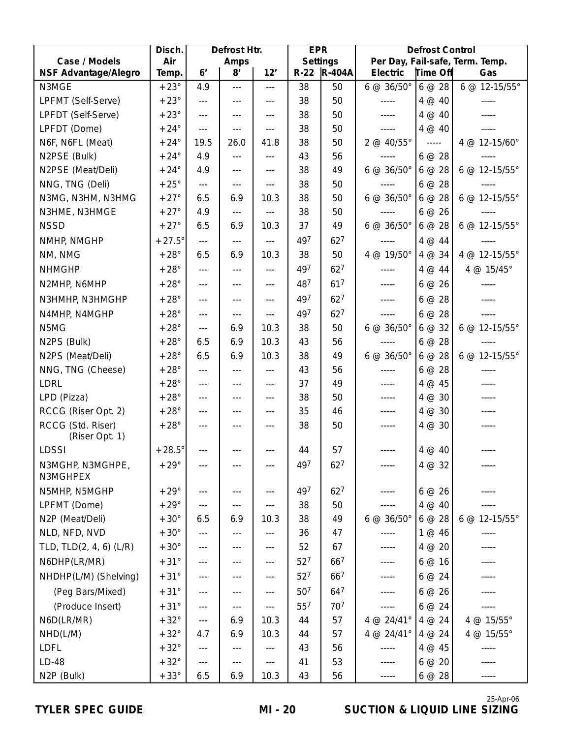| Case / Models NSF Advantage/Alegro | Disch. Air Temp. | Defrost Htr. Amps | | | EPR Settings | | Defrost Control Per Day, Fail-safe, Term. Temp. | | |
|---|---|---|---|---|---|---|---|---|---|
| | | 6' | 8' | 12' | R-22 | R-404A | Electric | Time Off | Gas |
| N3MGE | +23° | 4.9 | --- | --- | 38 | 50 | 6 @ 36/50° | 6 @ 28 | 6 @ 12-15/55° |
| LPFMT (Self-Serve) | +23° | --- | --- | --- | 38 | 50 | ----- | 4 @ 40 | ----- |
| LPFDT (Self-Serve) | +23° | --- | --- | --- | 38 | 50 | ----- | 4 @ 40 | ----- |
| LPFDT (Dome) | +24° | --- | --- | --- | 38 | 50 | ----- | 4 @ 40 | ----- |
| N6F, N6FL (Meat) | +24° | 19.5 | 26.0 | 41.8 | 38 | 50 | 2 @ 40/55° | ----- | 4 @ 12-15/60° |
| N2PSE (Bulk) | +24° | 4.9 | --- | --- | 43 | 56 | ----- | 6 @ 28 | ----- |
| N2PSE (Meat/Deli) | +24° | 4.9 | --- | --- | 38 | 49 | 6 @ 36/50° | 6 @ 28 | 6 @ 12-15/55° |
| NNG, TNG (Deli) | +25° | --- | --- | --- | 38 | 50 | ----- | 6 @ 28 | ----- |
| N3MG, N3HM, N3HMG | +27° | 6.5 | 6.9 | 10.3 | 38 | 50 | 6 @ 36/50° | 6 @ 28 | 6 @ 12-15/55° |
| N3HME, N3HMGE | +27° | 4.9 | --- | --- | 38 | 50 | ----- | 6 @ 26 | ----- |
| NSSD | +27° | 6.5 | 6.9 | 10.3 | 37 | 49 | 6 @ 36/50° | 6 @ 28 | 6 @ 12-15/55° |
| NMHP, NMGHP | +27.5° | --- | --- | --- | 49[7] | 62[7] | ----- | 4 @ 44 | ----- |
| NM, NMG | +28° | 6.5 | 6.9 | 10.3 | 38 | 50 | 4 @ 19/50° | 4 @ 34 | 4 @ 12-15/55° |
| NHMGHP | +28° | --- | --- | --- | 49[7] | 62[7] | ----- | 4 @ 44 | 4 @ 15/45° |
| N2MHP, N6MHP | +28° | --- | --- | --- | 48[7] | 61[7] | ----- | 6 @ 26 | ----- |
| N3HMHP, N3HMGHP | +28° | --- | --- | --- | 49[7] | 62[7] | ----- | 6 @ 28 | ----- |
| N4MHP, N4MGHP | +28° | --- | --- | --- | 49[7] | 62[7] | ----- | 6 @ 28 | ----- |
| N5MG | +28° | --- | 6.9 | 10.3 | 38 | 50 | 6 @ 36/50° | 6 @ 32 | 6 @ 12-15/55° |
| N2PS (Bulk) | +28° | 6.5 | 6.9 | 10.3 | 43 | 56 | ----- | 6 @ 28 | ----- |
| N2PS (Meat/Deli) | +28° | 6.5 | 6.9 | 10.3 | 38 | 49 | 6 @ 36/50° | 6 @ 28 | 6 @ 12-15/55° |
| NNG, TNG (Cheese) | +28° | --- | --- | --- | 43 | 56 | ----- | 6 @ 28 | ----- |
| LDRL | +28° | --- | --- | --- | 37 | 49 | ----- | 4 @ 45 | ----- |
| LPD (Pizza) | +28° | --- | --- | --- | 38 | 50 | ----- | 4 @ 30 | ----- |
| RCCG (Riser Opt. 2) | +28° | --- | --- | --- | 35 | 46 | ----- | 4 @ 30 | ----- |
| RCCG (Std. Riser) (Riser Opt. 1) | +28° | --- | --- | --- | 38 | 50 | ----- | 4 @ 30 | ----- |
| LDSSI | +28.5° | --- | --- | --- | 44 | 57 | ----- | 4 @ 40 | ----- |
| N3MGHP, N3MGHPE, N3MGHPEX | +29° | --- | --- | --- | 49[7] | 62[7] | ----- | 4 @ 32 | ----- |
| N5MHP, N5MGHP | +29° | --- | --- | --- | 49[7] | 62[7] | ----- | 6 @ 26 | ----- |
| LPFMT (Dome) | +29° | --- | --- | --- | 38 | 50 | ----- | 4 @ 40 | ----- |
| N2P (Meat/Deli) | +30° | 6.5 | 6.9 | 10.3 | 38 | 49 | 6 @ 36/50° | 6 @ 28 | 6 @ 12-15/55° |
| NLD, NFD, NVD | +30° | --- | --- | --- | 36 | 47 | ----- | 1 @ 46 | ----- |
| TLD, TLD(2, 4, 6) (L/R) | +30° | --- | --- | --- | 52 | 67 | ----- | 4 @ 20 | ----- |
| N6DHP(LR/MR) | +31° | --- | --- | --- | 52[7] | 66[7] | ----- | 6 @ 16 | ----- |
| NHDHP(L/M) (Shelving) | +31° | --- | --- | --- | 52[7] | 66[7] | ----- | 6 @ 24 | ----- |
| (Peg Bars/Mixed) | +31° | --- | --- | --- | 50[7] | 64[7] | ----- | 6 @ 26 | ----- |
| (Produce Insert) | +31° | --- | --- | --- | 55[7] | 70[7] | ----- | 6 @ 24 | ----- |
| N6D(LR/MR) | +32° | --- | 6.9 | 10.3 | 44 | 57 | 4 @ 24/41° | 4 @ 24 | 4 @ 15/55° |
| NHD(L/M) | +32° | 4.7 | 6.9 | 10.3 | 44 | 57 | 4 @ 24/41° | 4 @ 24 | 4 @ 15/55° |
| LDFL | +32° | --- | --- | --- | 43 | 56 | ----- | 4 @ 45 | ----- |
| LD-48 | +32° | --- | --- | --- | 41 | 53 | ----- | 6 @ 20 | ----- |
| N2P (Bulk) | +33° | 6.5 | 6.9 | 10.3 | 43 | 56 | ----- | 6 @ 28 | ----- |

25-Apr-06

**SUCTION & LIQUID LINE SIZING**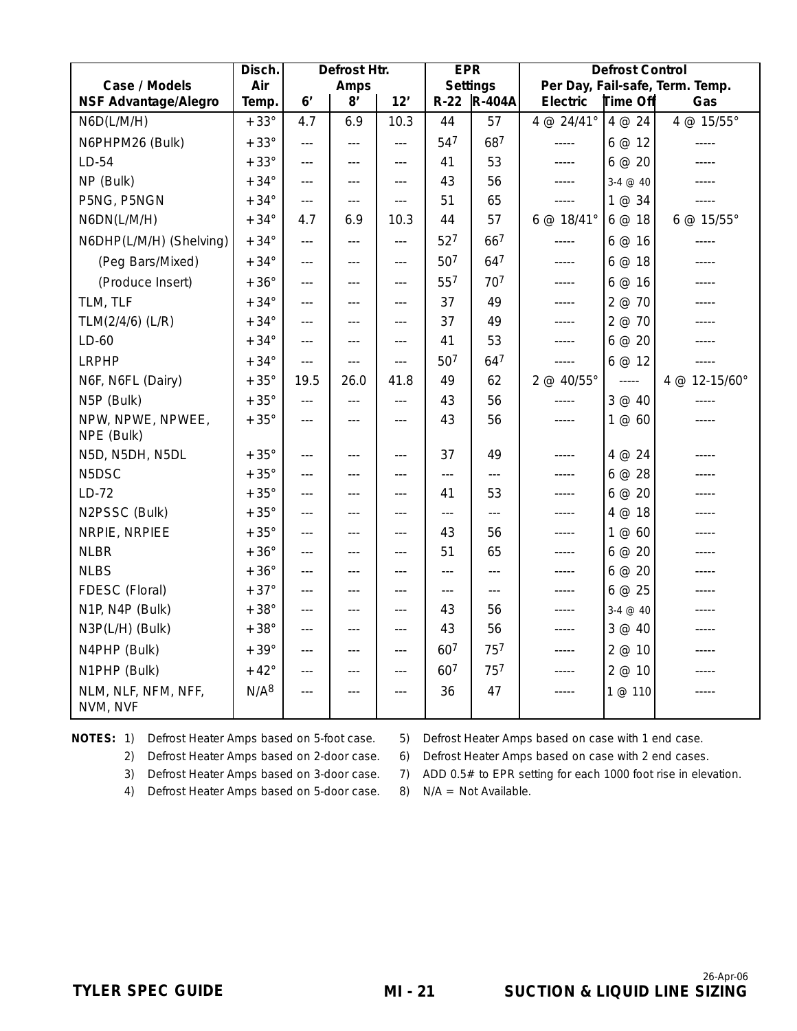| Case / Models NSF Advantage/Alegro | Disch. Air Temp. | Defrost Htr. Amps | | | EPR Settings | | Defrost Control Per Day, Fail-safe, Term. Temp. | | |
|---|---|---|---|---|---|---|---|---|---|
| | | 6' | 8' | 12' | R-22 | R-404A | Electric | Time Off | Gas |
| N6D(L/M/H) | +33° | 4.7 | 6.9 | 10.3 | 44 | 57 | 4 @ 24/41° | 4 @ 24 | 4 @ 15/55° |
| N6PHPM26 (Bulk) | +33° | --- | --- | --- | 54[7] | 68[7] | ----- | 6 @ 12 | ----- |
| LD-54 | +33° | --- | --- | --- | 41 | 53 | ----- | 6 @ 20 | ----- |
| NP (Bulk) | +34° | --- | --- | --- | 43 | 56 | ----- | 3-4 @ 40 | ----- |
| P5NG, P5NGN | +34° | --- | --- | --- | 51 | 65 | ----- | 1 @ 34 | ----- |
| N6DN(L/M/H) | +34° | 4.7 | 6.9 | 10.3 | 44 | 57 | 6 @ 18/41° | 6 @ 18 | 6 @ 15/55° |
| N6DHP(L/M/H) (Shelving) | +34° | --- | --- | --- | 52[7] | 66[7] | ----- | 6 @ 16 | ----- |
| (Peg Bars/Mixed) | +34° | --- | --- | --- | 50[7] | 64[7] | ----- | 6 @ 18 | ----- |
| (Produce Insert) | +36° | --- | --- | --- | 55[7] | 70[7] | ----- | 6 @ 16 | ----- |
| TLM, TLF | +34° | --- | --- | --- | 37 | 49 | ----- | 2 @ 70 | ----- |
| TLM(2/4/6) (L/R) | +34° | --- | --- | --- | 37 | 49 | ----- | 2 @ 70 | ----- |
| LD-60 | +34° | --- | --- | --- | 41 | 53 | ----- | 6 @ 20 | ----- |
| LRPHP | +34° | --- | --- | --- | 50[7] | 64[7] | ----- | 6 @ 12 | ----- |
| N6F, N6FL (Dairy) | +35° | 19.5 | 26.0 | 41.8 | 49 | 62 | 2 @ 40/55° | ----- | 4 @ 12-15/60° |
| N5P (Bulk) | +35° | --- | --- | --- | 43 | 56 | ----- | 3 @ 40 | ----- |
| NPW, NPWE, NPWEE, NPE (Bulk) | +35° | --- | --- | --- | 43 | 56 | ----- | 1 @ 60 | ----- |
| N5D, N5DH, N5DL | +35° | --- | --- | --- | 37 | 49 | ----- | 4 @ 24 | ----- |
| N5DSC | +35° | --- | --- | --- | --- | --- | ----- | 6 @ 28 | ----- |
| LD-72 | +35° | --- | --- | --- | 41 | 53 | ----- | 6 @ 20 | ----- |
| N2PSSC (Bulk) | +35° | --- | --- | --- | --- | --- | ----- | 4 @ 18 | ----- |
| NRPIE, NRPIEE | +35° | --- | --- | --- | 43 | 56 | ----- | 1 @ 60 | ----- |
| NLBR | +36° | --- | --- | --- | 51 | 65 | ----- | 6 @ 20 | ----- |
| NLBS | +36° | --- | --- | --- | --- | --- | ----- | 6 @ 20 | ----- |
| FDESC (Floral) | +37° | --- | --- | --- | --- | --- | ----- | 6 @ 25 | ----- |
| N1P, N4P (Bulk) | +38° | --- | --- | --- | 43 | 56 | ----- | 3-4 @ 40 | ----- |
| N3P(L/H) (Bulk) | +38° | --- | --- | --- | 43 | 56 | ----- | 3 @ 40 | ----- |
| N4PHP (Bulk) | +39° | --- | --- | --- | 60[7] | 75[7] | ----- | 2 @ 10 | ----- |
| N1PHP (Bulk) | +42° | --- | --- | --- | 60[7] | 75[7] | ----- | 2 @ 10 | ----- |
| NLM, NLF, NFM, NFF, NVM, NVF | N/A[8] | --- | --- | --- | 36 | 47 | ----- | 1 @ 110 | ----- |

**NOTES:**
1) Defrost Heater Amps based on 5-foot case.
2) Defrost Heater Amps based on 2-door case.
3) Defrost Heater Amps based on 3-door case.
4) Defrost Heater Amps based on 5-door case.
5) Defrost Heater Amps based on case with 1 end case.
6) Defrost Heater Amps based on case with 2 end cases.
7) ADD 0.5# to EPR setting for each 1000 foot rise in elevation.
8) N/A = Not Available.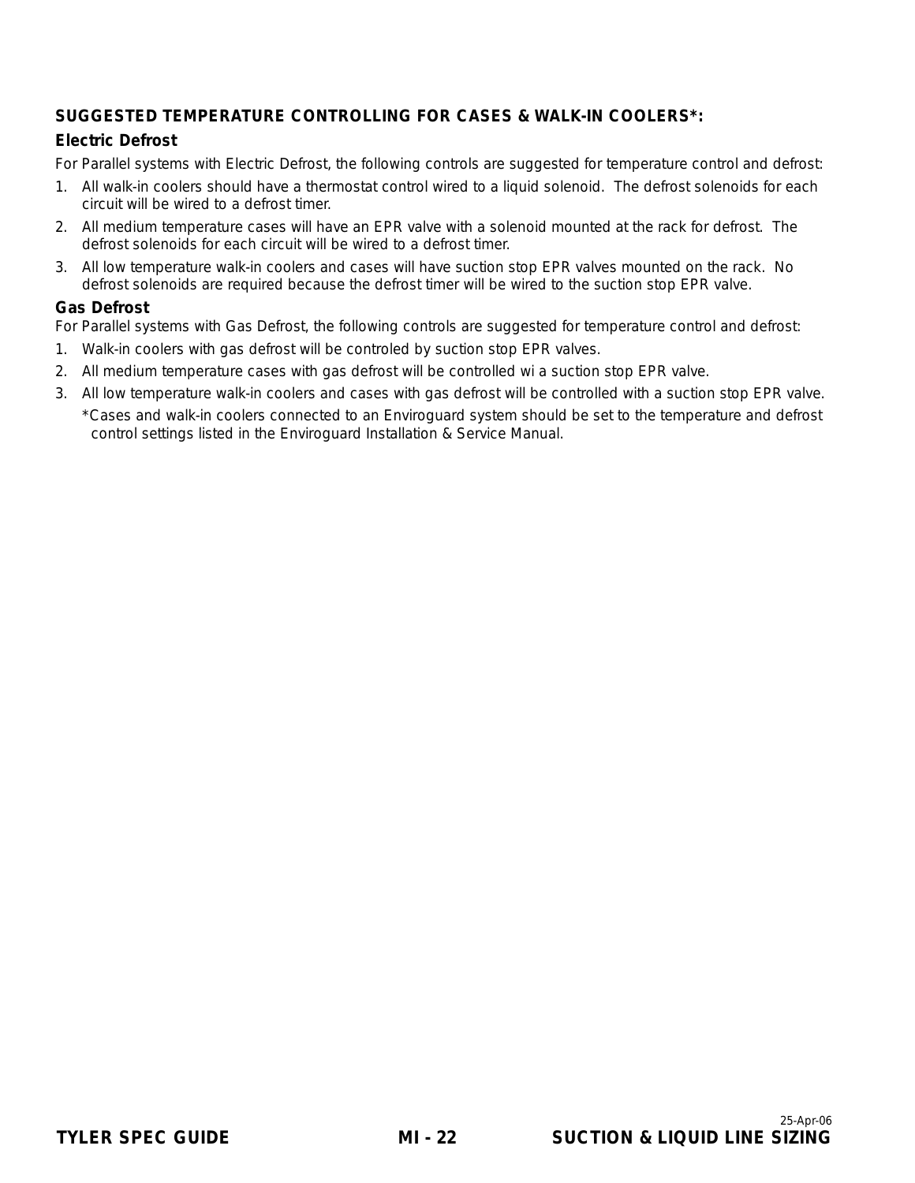### SUGGESTED TEMPERATURE CONTROLLING FOR CASES & WALK-IN COOLERS*:

**Electric Defrost**

For Parallel systems with Electric Defrost, the following controls are suggested for temperature control and defrost:

1. All walk-in coolers should have a thermostat control wired to a liquid solenoid. The defrost solenoids for each circuit will be wired to a defrost timer.
2. All medium temperature cases will have an EPR valve with a solenoid mounted at the rack for defrost. The defrost solenoids for each circuit will be wired to a defrost timer.
3. All low temperature walk-in coolers and cases will have suction stop EPR valves mounted on the rack. No defrost solenoids are required because the defrost timer will be wired to the suction stop EPR valve.

**Gas Defrost**

For Parallel systems with Gas Defrost, the following controls are suggested for temperature control and defrost:

1. Walk-in coolers with gas defrost will be controled by suction stop EPR valves.
2. All medium temperature cases with gas defrost will be controlled wi a suction stop EPR valve.
3. All low temperature walk-in coolers and cases with gas defrost will be controlled with a suction stop EPR valve.

*Cases and walk-in coolers connected to an Enviroguard system should be set to the temperature and defrost control settings listed in the Enviroguard Installation & Service Manual.